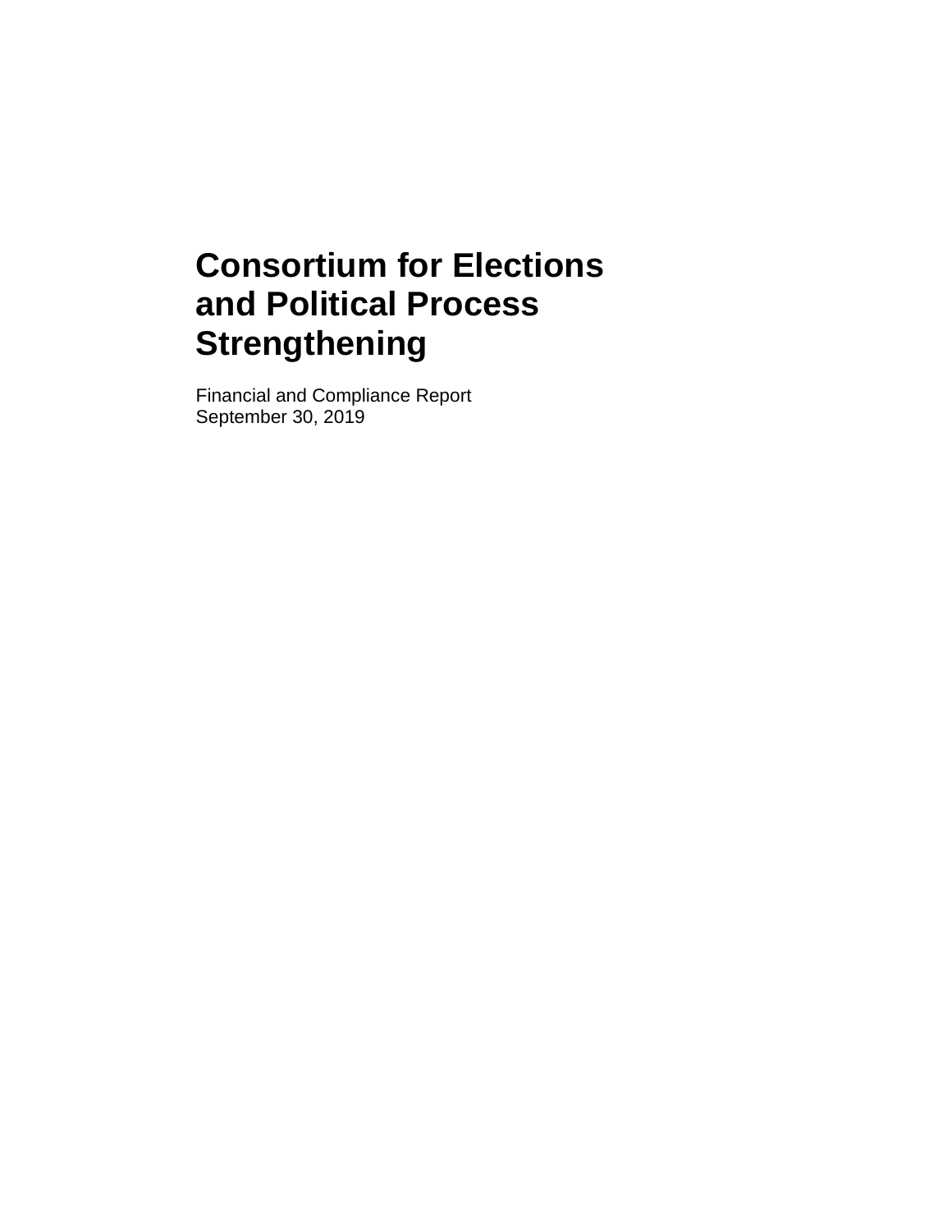# Consortium for Elections and Political Process Strengthening

Financial and Compliance Report
September 30, 2019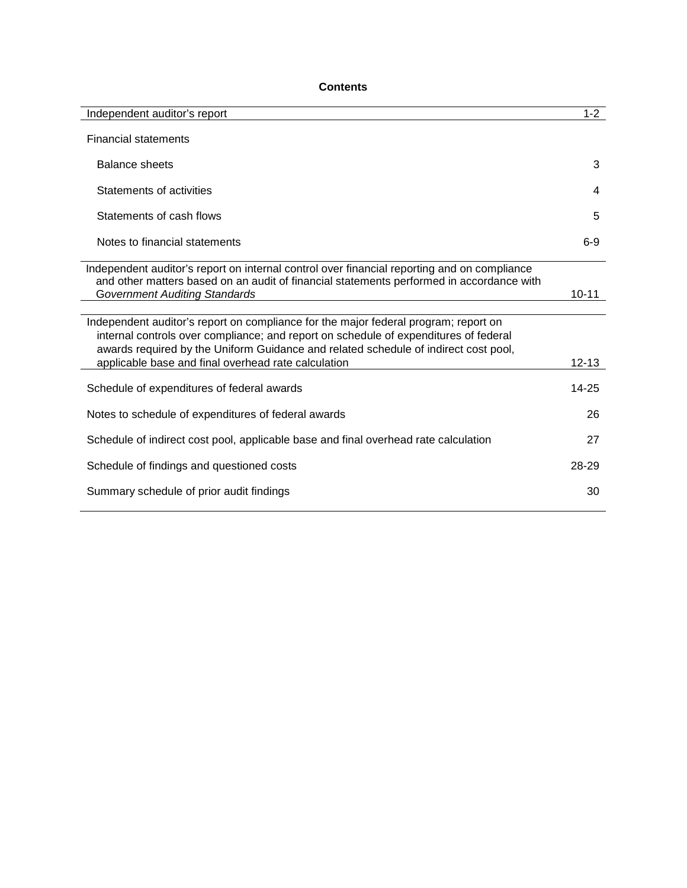**Contents**

| | |
|---|---|
| Independent auditor's report | 1-2 |
| Financial statements | |
| Balance sheets | 3 |
| Statements of activities | 4 |
| Statements of cash flows | 5 |
| Notes to financial statements | 6-9 |
| Independent auditor's report on internal control over financial reporting and on compliance and other matters based on an audit of financial statements performed in accordance with *Government Auditing Standards* | 10-11 |
| Independent auditor's report on compliance for the major federal program; report on internal controls over compliance; and report on schedule of expenditures of federal awards required by the Uniform Guidance and related schedule of indirect cost pool, applicable base and final overhead rate calculation | 12-13 |
| Schedule of expenditures of federal awards | 14-25 |
| Notes to schedule of expenditures of federal awards | 26 |
| Schedule of indirect cost pool, applicable base and final overhead rate calculation | 27 |
| Schedule of findings and questioned costs | 28-29 |
| Summary schedule of prior audit findings | 30 |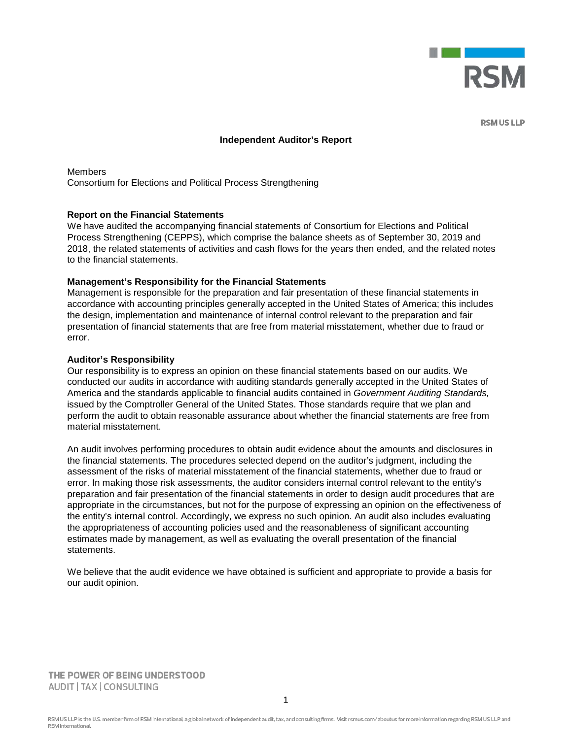RSM US LLP

# Independent Auditor's Report

Members
Consortium for Elections and Political Process Strengthening

**Report on the Financial Statements**
We have audited the accompanying financial statements of Consortium for Elections and Political Process Strengthening (CEPPS), which comprise the balance sheets as of September 30, 2019 and 2018, the related statements of activities and cash flows for the years then ended, and the related notes to the financial statements.

**Management's Responsibility for the Financial Statements**
Management is responsible for the preparation and fair presentation of these financial statements in accordance with accounting principles generally accepted in the United States of America; this includes the design, implementation and maintenance of internal control relevant to the preparation and fair presentation of financial statements that are free from material misstatement, whether due to fraud or error.

**Auditor's Responsibility**
Our responsibility is to express an opinion on these financial statements based on our audits. We conducted our audits in accordance with auditing standards generally accepted in the United States of America and the standards applicable to financial audits contained in *Government Auditing Standards,* issued by the Comptroller General of the United States. Those standards require that we plan and perform the audit to obtain reasonable assurance about whether the financial statements are free from material misstatement.

An audit involves performing procedures to obtain audit evidence about the amounts and disclosures in the financial statements. The procedures selected depend on the auditor's judgment, including the assessment of the risks of material misstatement of the financial statements, whether due to fraud or error. In making those risk assessments, the auditor considers internal control relevant to the entity's preparation and fair presentation of the financial statements in order to design audit procedures that are appropriate in the circumstances, but not for the purpose of expressing an opinion on the effectiveness of the entity's internal control. Accordingly, we express no such opinion. An audit also includes evaluating the appropriateness of accounting policies used and the reasonableness of significant accounting estimates made by management, as well as evaluating the overall presentation of the financial statements.

We believe that the audit evidence we have obtained is sufficient and appropriate to provide a basis for our audit opinion.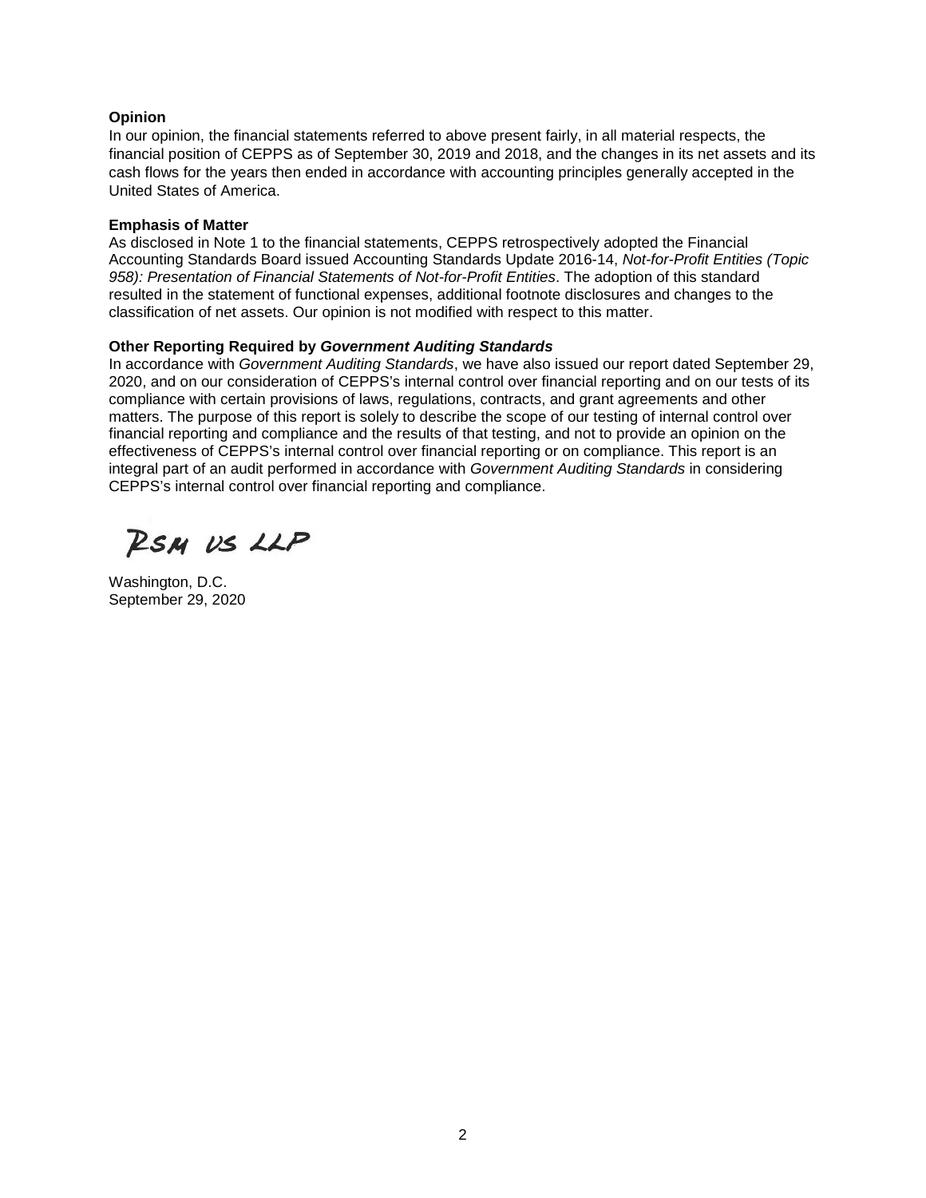**Opinion**

In our opinion, the financial statements referred to above present fairly, in all material respects, the financial position of CEPPS as of September 30, 2019 and 2018, and the changes in its net assets and its cash flows for the years then ended in accordance with accounting principles generally accepted in the United States of America.

**Emphasis of Matter**

As disclosed in Note 1 to the financial statements, CEPPS retrospectively adopted the Financial Accounting Standards Board issued Accounting Standards Update 2016-14, *Not-for-Profit Entities (Topic 958): Presentation of Financial Statements of Not-for-Profit Entities*. The adoption of this standard resulted in the statement of functional expenses, additional footnote disclosures and changes to the classification of net assets. Our opinion is not modified with respect to this matter.

**Other Reporting Required by *Government Auditing Standards***

In accordance with *Government Auditing Standards*, we have also issued our report dated September 29, 2020, and on our consideration of CEPPS's internal control over financial reporting and on our tests of its compliance with certain provisions of laws, regulations, contracts, and grant agreements and other matters. The purpose of this report is solely to describe the scope of our testing of internal control over financial reporting and compliance and the results of that testing, and not to provide an opinion on the effectiveness of CEPPS's internal control over financial reporting or on compliance. This report is an integral part of an audit performed in accordance with *Government Auditing Standards* in considering CEPPS's internal control over financial reporting and compliance.

RSM US LLP

Washington, D.C.
September 29, 2020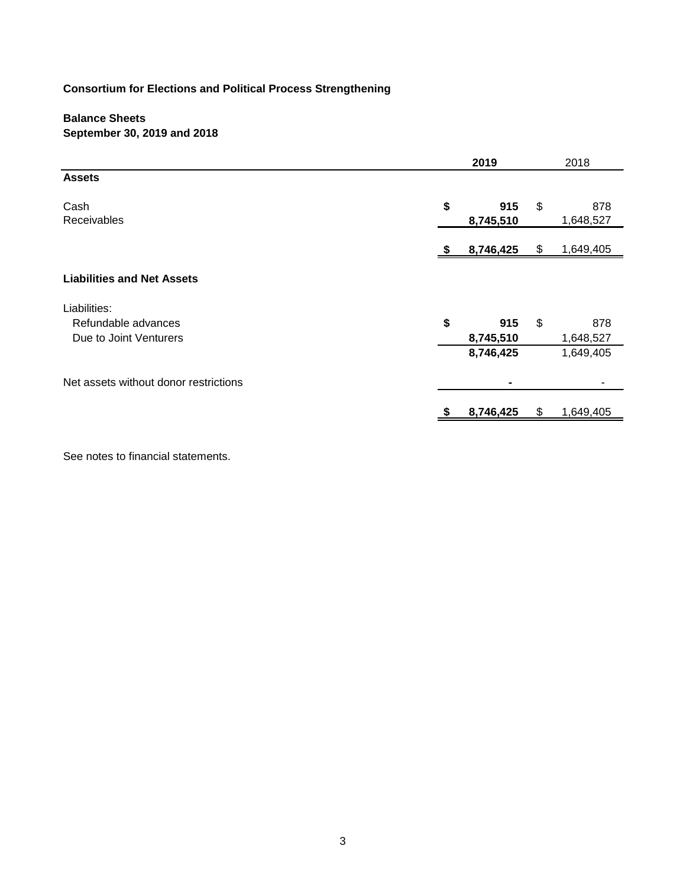**Consortium for Elections and Political Process Strengthening**

**Balance Sheets**
**September 30, 2019 and 2018**

| | 2019 | 2018 |
|---|---|---|
| **Assets** | | |
| Cash | $ 915 | $ 878 |
| Receivables | 8,745,510 | 1,648,527 |
| | $ 8,746,425 | $ 1,649,405 |
| **Liabilities and Net Assets** | | |
| Liabilities: | | |
| Refundable advances | $ 915 | $ 878 |
| Due to Joint Venturers | 8,745,510 | 1,648,527 |
| | 8,746,425 | 1,649,405 |
| Net assets without donor restrictions | - | - |
| | $ 8,746,425 | $ 1,649,405 |

See notes to financial statements.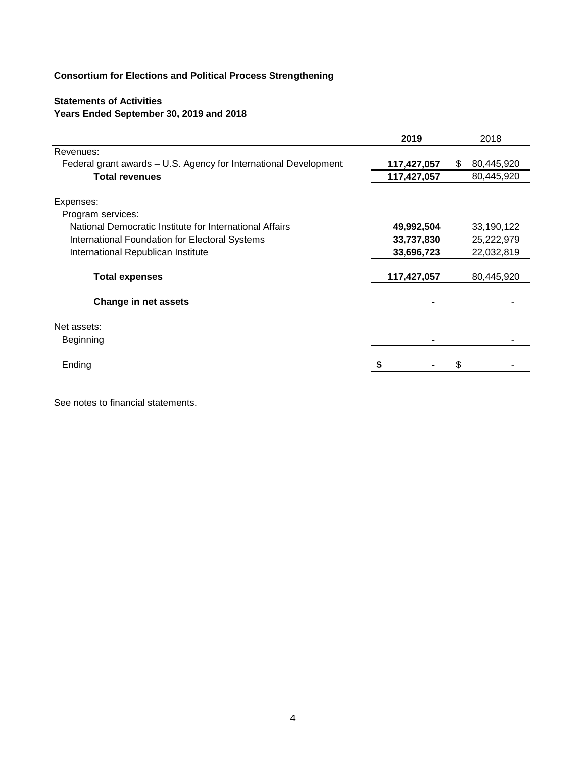**Consortium for Elections and Political Process Strengthening**

**Statements of Activities**
**Years Ended September 30, 2019 and 2018**

| | **2019** | 2018 |
|---|---|---|
| Revenues: | | |
| Federal grant awards – U.S. Agency for International Development | **117,427,057** | $ 80,445,920 |
| **Total revenues** | **117,427,057** | 80,445,920 |
| Expenses: | | |
| Program services: | | |
| National Democratic Institute for International Affairs | **49,992,504** | 33,190,122 |
| International Foundation for Electoral Systems | **33,737,830** | 25,222,979 |
| International Republican Institute | **33,696,723** | 22,032,819 |
| **Total expenses** | **117,427,057** | 80,445,920 |
| **Change in net assets** | **-** | - |
| Net assets: | | |
| Beginning | **-** | - |
| Ending | **$ -** | $ - |

See notes to financial statements.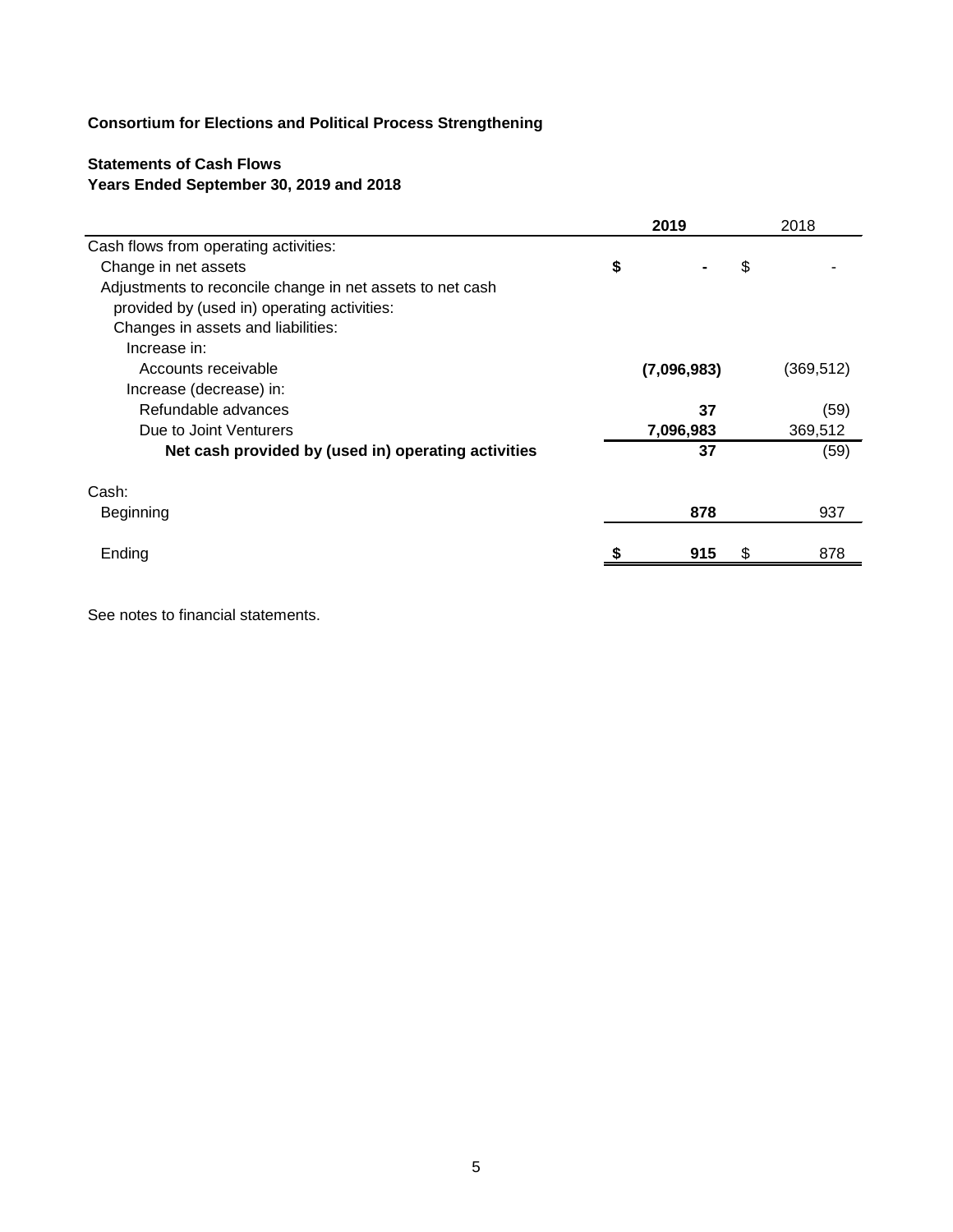**Consortium for Elections and Political Process Strengthening**

**Statements of Cash Flows**
**Years Ended September 30, 2019 and 2018**

| | **2019** | 2018 |
|---|---|---|
| Cash flows from operating activities: | | |
| Change in net assets | **$ -** | $ - |
| Adjustments to reconcile change in net assets to net cash provided by (used in) operating activities: | | |
| Changes in assets and liabilities: | | |
| Increase in: | | |
| Accounts receivable | **(7,096,983)** | (369,512) |
| Increase (decrease) in: | | |
| Refundable advances | **37** | (59) |
| Due to Joint Venturers | **7,096,983** | 369,512 |
| **Net cash provided by (used in) operating activities** | **37** | (59) |
| | | |
| Cash: | | |
| Beginning | **878** | 937 |
| | | |
| Ending | **$ 915** | $ 878 |

See notes to financial statements.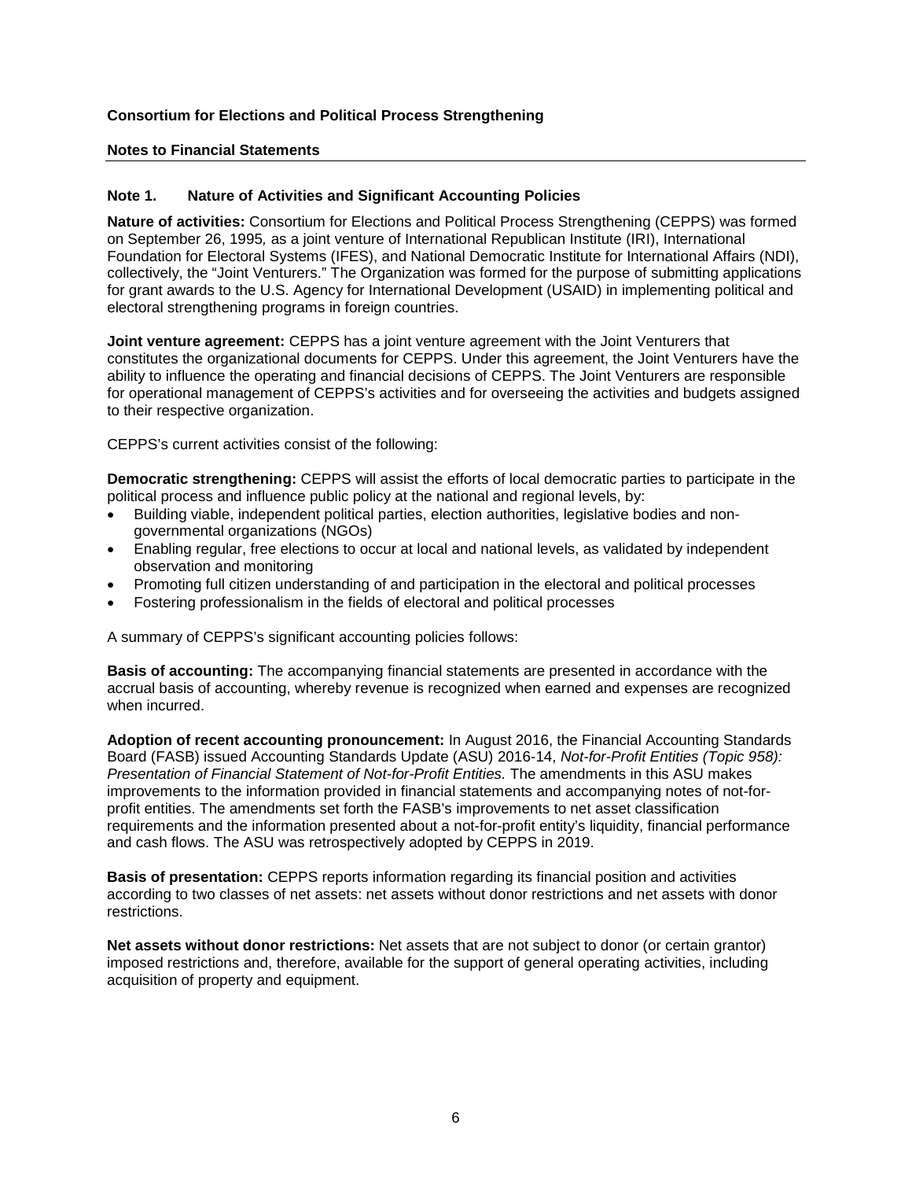**Consortium for Elections and Political Process Strengthening**

**Notes to Financial Statements**

**Note 1. Nature of Activities and Significant Accounting Policies**

**Nature of activities:** Consortium for Elections and Political Process Strengthening (CEPPS) was formed on September 26, 1995, as a joint venture of International Republican Institute (IRI), International Foundation for Electoral Systems (IFES), and National Democratic Institute for International Affairs (NDI), collectively, the "Joint Venturers." The Organization was formed for the purpose of submitting applications for grant awards to the U.S. Agency for International Development (USAID) in implementing political and electoral strengthening programs in foreign countries.

**Joint venture agreement:** CEPPS has a joint venture agreement with the Joint Venturers that constitutes the organizational documents for CEPPS. Under this agreement, the Joint Venturers have the ability to influence the operating and financial decisions of CEPPS. The Joint Venturers are responsible for operational management of CEPPS's activities and for overseeing the activities and budgets assigned to their respective organization.

CEPPS's current activities consist of the following:

**Democratic strengthening:** CEPPS will assist the efforts of local democratic parties to participate in the political process and influence public policy at the national and regional levels, by:

- Building viable, independent political parties, election authorities, legislative bodies and non-governmental organizations (NGOs)
- Enabling regular, free elections to occur at local and national levels, as validated by independent observation and monitoring
- Promoting full citizen understanding of and participation in the electoral and political processes
- Fostering professionalism in the fields of electoral and political processes

A summary of CEPPS's significant accounting policies follows:

**Basis of accounting:** The accompanying financial statements are presented in accordance with the accrual basis of accounting, whereby revenue is recognized when earned and expenses are recognized when incurred.

**Adoption of recent accounting pronouncement:** In August 2016, the Financial Accounting Standards Board (FASB) issued Accounting Standards Update (ASU) 2016-14, *Not-for-Profit Entities (Topic 958): Presentation of Financial Statement of Not-for-Profit Entities.* The amendments in this ASU makes improvements to the information provided in financial statements and accompanying notes of not-for-profit entities. The amendments set forth the FASB's improvements to net asset classification requirements and the information presented about a not-for-profit entity's liquidity, financial performance and cash flows. The ASU was retrospectively adopted by CEPPS in 2019.

**Basis of presentation:** CEPPS reports information regarding its financial position and activities according to two classes of net assets: net assets without donor restrictions and net assets with donor restrictions.

**Net assets without donor restrictions:** Net assets that are not subject to donor (or certain grantor) imposed restrictions and, therefore, available for the support of general operating activities, including acquisition of property and equipment.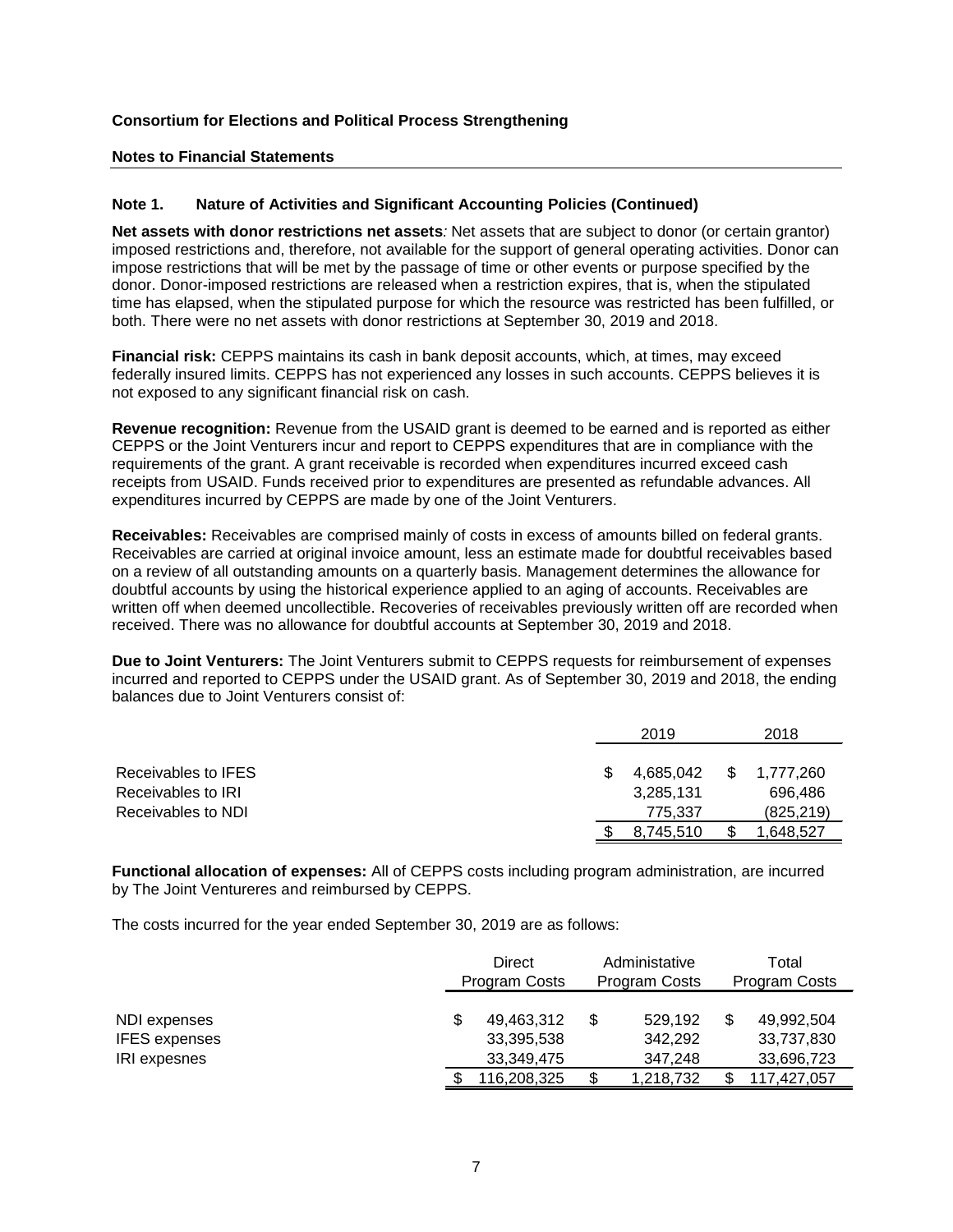**Consortium for Elections and Political Process Strengthening**

**Notes to Financial Statements**

**Note 1. Nature of Activities and Significant Accounting Policies (Continued)**

**Net assets with donor restrictions net assets***:* Net assets that are subject to donor (or certain grantor) imposed restrictions and, therefore, not available for the support of general operating activities. Donor can impose restrictions that will be met by the passage of time or other events or purpose specified by the donor. Donor-imposed restrictions are released when a restriction expires, that is, when the stipulated time has elapsed, when the stipulated purpose for which the resource was restricted has been fulfilled, or both. There were no net assets with donor restrictions at September 30, 2019 and 2018.

**Financial risk:** CEPPS maintains its cash in bank deposit accounts, which, at times, may exceed federally insured limits. CEPPS has not experienced any losses in such accounts. CEPPS believes it is not exposed to any significant financial risk on cash.

**Revenue recognition:** Revenue from the USAID grant is deemed to be earned and is reported as either CEPPS or the Joint Venturers incur and report to CEPPS expenditures that are in compliance with the requirements of the grant. A grant receivable is recorded when expenditures incurred exceed cash receipts from USAID. Funds received prior to expenditures are presented as refundable advances. All expenditures incurred by CEPPS are made by one of the Joint Venturers.

**Receivables:** Receivables are comprised mainly of costs in excess of amounts billed on federal grants. Receivables are carried at original invoice amount, less an estimate made for doubtful receivables based on a review of all outstanding amounts on a quarterly basis. Management determines the allowance for doubtful accounts by using the historical experience applied to an aging of accounts. Receivables are written off when deemed uncollectible. Recoveries of receivables previously written off are recorded when received. There was no allowance for doubtful accounts at September 30, 2019 and 2018.

**Due to Joint Venturers:** The Joint Venturers submit to CEPPS requests for reimbursement of expenses incurred and reported to CEPPS under the USAID grant. As of September 30, 2019 and 2018, the ending balances due to Joint Venturers consist of:

| | 2019 | 2018 |
|---|---|---|
| Receivables to IFES | $ 4,685,042 | $ 1,777,260 |
| Receivables to IRI | 3,285,131 | 696,486 |
| Receivables to NDI | 775,337 | (825,219) |
| | $ 8,745,510 | $ 1,648,527 |

**Functional allocation of expenses:** All of CEPPS costs including program administration, are incurred by The Joint Ventureres and reimbursed by CEPPS.

The costs incurred for the year ended September 30, 2019 are as follows:

| | Direct Program Costs | Administative Program Costs | Total Program Costs |
|---|---|---|---|
| NDI expenses | $ 49,463,312 | $ 529,192 | $ 49,992,504 |
| IFES expenses | 33,395,538 | 342,292 | 33,737,830 |
| IRI expesnes | 33,349,475 | 347,248 | 33,696,723 |
| | $ 116,208,325 | $ 1,218,732 | $ 117,427,057 |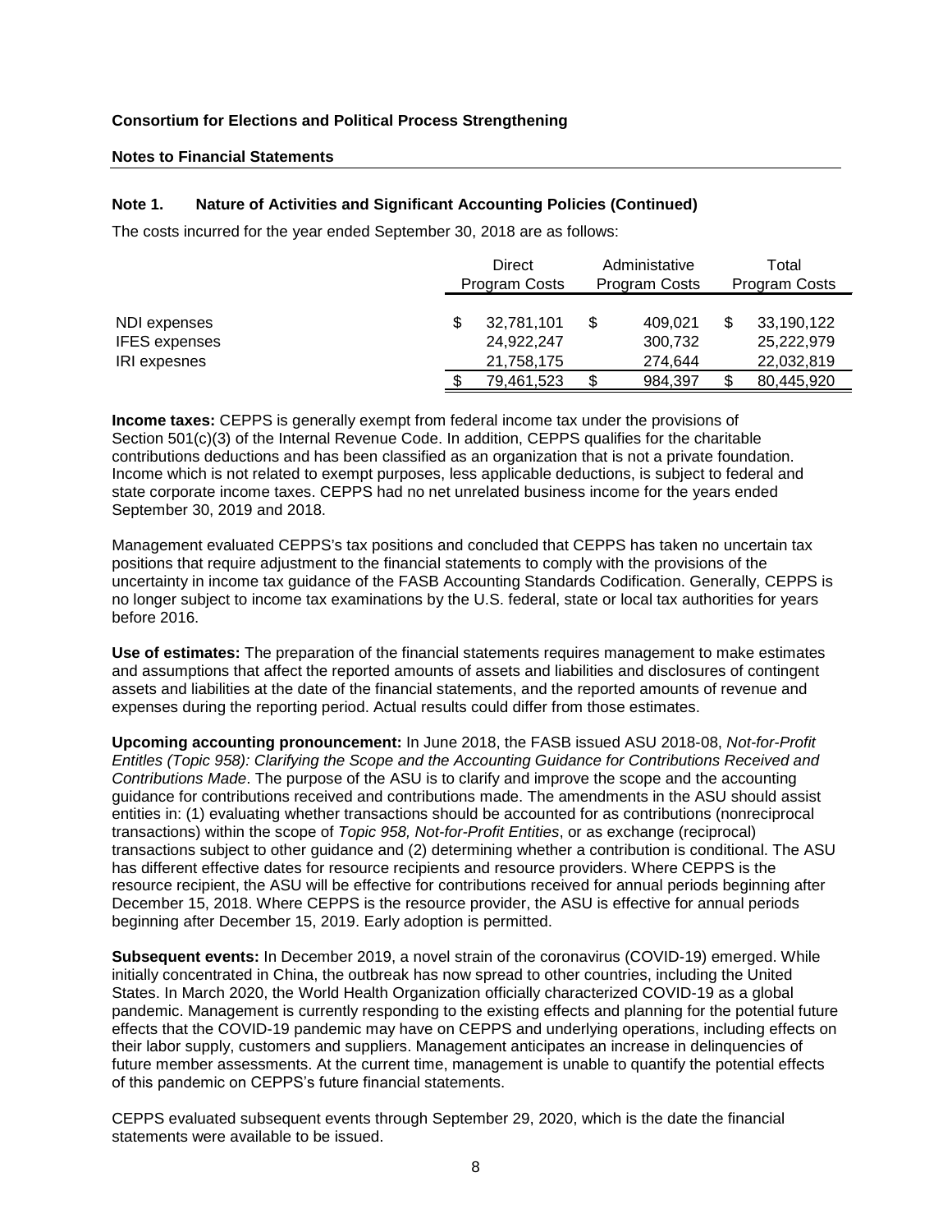**Consortium for Elections and Political Process Strengthening**

**Notes to Financial Statements**

**Note 1. Nature of Activities and Significant Accounting Policies (Continued)**

The costs incurred for the year ended September 30, 2018 are as follows:

| | Direct Program Costs | Administative Program Costs | Total Program Costs |
|---|---|---|---|
| NDI expenses | $ 32,781,101 | $ 409,021 | $ 33,190,122 |
| IFES expenses | 24,922,247 | 300,732 | 25,222,979 |
| IRI expesnes | 21,758,175 | 274,644 | 22,032,819 |
| | $ 79,461,523 | $ 984,397 | $ 80,445,920 |

**Income taxes:** CEPPS is generally exempt from federal income tax under the provisions of Section 501(c)(3) of the Internal Revenue Code. In addition, CEPPS qualifies for the charitable contributions deductions and has been classified as an organization that is not a private foundation. Income which is not related to exempt purposes, less applicable deductions, is subject to federal and state corporate income taxes. CEPPS had no net unrelated business income for the years ended September 30, 2019 and 2018.

Management evaluated CEPPS's tax positions and concluded that CEPPS has taken no uncertain tax positions that require adjustment to the financial statements to comply with the provisions of the uncertainty in income tax guidance of the FASB Accounting Standards Codification. Generally, CEPPS is no longer subject to income tax examinations by the U.S. federal, state or local tax authorities for years before 2016.

**Use of estimates:** The preparation of the financial statements requires management to make estimates and assumptions that affect the reported amounts of assets and liabilities and disclosures of contingent assets and liabilities at the date of the financial statements, and the reported amounts of revenue and expenses during the reporting period. Actual results could differ from those estimates.

**Upcoming accounting pronouncement:** In June 2018, the FASB issued ASU 2018-08, *Not-for-Profit Entitles (Topic 958): Clarifying the Scope and the Accounting Guidance for Contributions Received and Contributions Made*. The purpose of the ASU is to clarify and improve the scope and the accounting guidance for contributions received and contributions made. The amendments in the ASU should assist entities in: (1) evaluating whether transactions should be accounted for as contributions (nonreciprocal transactions) within the scope of *Topic 958, Not-for-Profit Entities*, or as exchange (reciprocal) transactions subject to other guidance and (2) determining whether a contribution is conditional. The ASU has different effective dates for resource recipients and resource providers. Where CEPPS is the resource recipient, the ASU will be effective for contributions received for annual periods beginning after December 15, 2018. Where CEPPS is the resource provider, the ASU is effective for annual periods beginning after December 15, 2019. Early adoption is permitted.

**Subsequent events:** In December 2019, a novel strain of the coronavirus (COVID-19) emerged. While initially concentrated in China, the outbreak has now spread to other countries, including the United States. In March 2020, the World Health Organization officially characterized COVID-19 as a global pandemic. Management is currently responding to the existing effects and planning for the potential future effects that the COVID-19 pandemic may have on CEPPS and underlying operations, including effects on their labor supply, customers and suppliers. Management anticipates an increase in delinquencies of future member assessments. At the current time, management is unable to quantify the potential effects of this pandemic on CEPPS's future financial statements.

CEPPS evaluated subsequent events through September 29, 2020, which is the date the financial statements were available to be issued.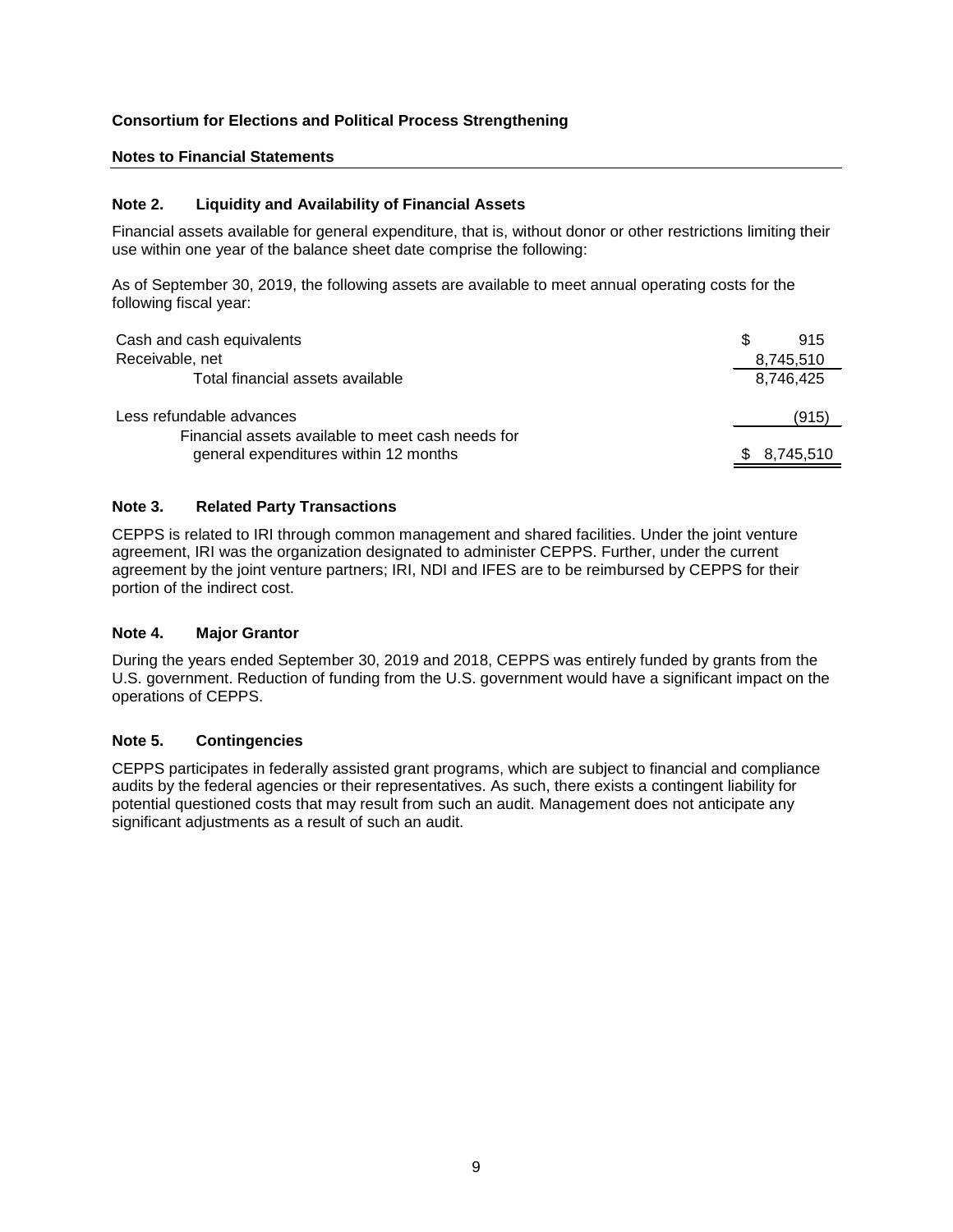**Consortium for Elections and Political Process Strengthening**

**Notes to Financial Statements**

### Note 2. Liquidity and Availability of Financial Assets

Financial assets available for general expenditure, that is, without donor or other restrictions limiting their use within one year of the balance sheet date comprise the following:

As of September 30, 2019, the following assets are available to meet annual operating costs for the following fiscal year:

| | |
|---|---|
| Cash and cash equivalents | $ 915 |
| Receivable, net | 8,745,510 |
| Total financial assets available | 8,746,425 |
| | |
| Less refundable advances | (915) |
| Financial assets available to meet cash needs for general expenditures within 12 months | $ 8,745,510 |

### Note 3. Related Party Transactions

CEPPS is related to IRI through common management and shared facilities. Under the joint venture agreement, IRI was the organization designated to administer CEPPS. Further, under the current agreement by the joint venture partners; IRI, NDI and IFES are to be reimbursed by CEPPS for their portion of the indirect cost.

### Note 4. Major Grantor

During the years ended September 30, 2019 and 2018, CEPPS was entirely funded by grants from the U.S. government. Reduction of funding from the U.S. government would have a significant impact on the operations of CEPPS.

### Note 5. Contingencies

CEPPS participates in federally assisted grant programs, which are subject to financial and compliance audits by the federal agencies or their representatives. As such, there exists a contingent liability for potential questioned costs that may result from such an audit. Management does not anticipate any significant adjustments as a result of such an audit.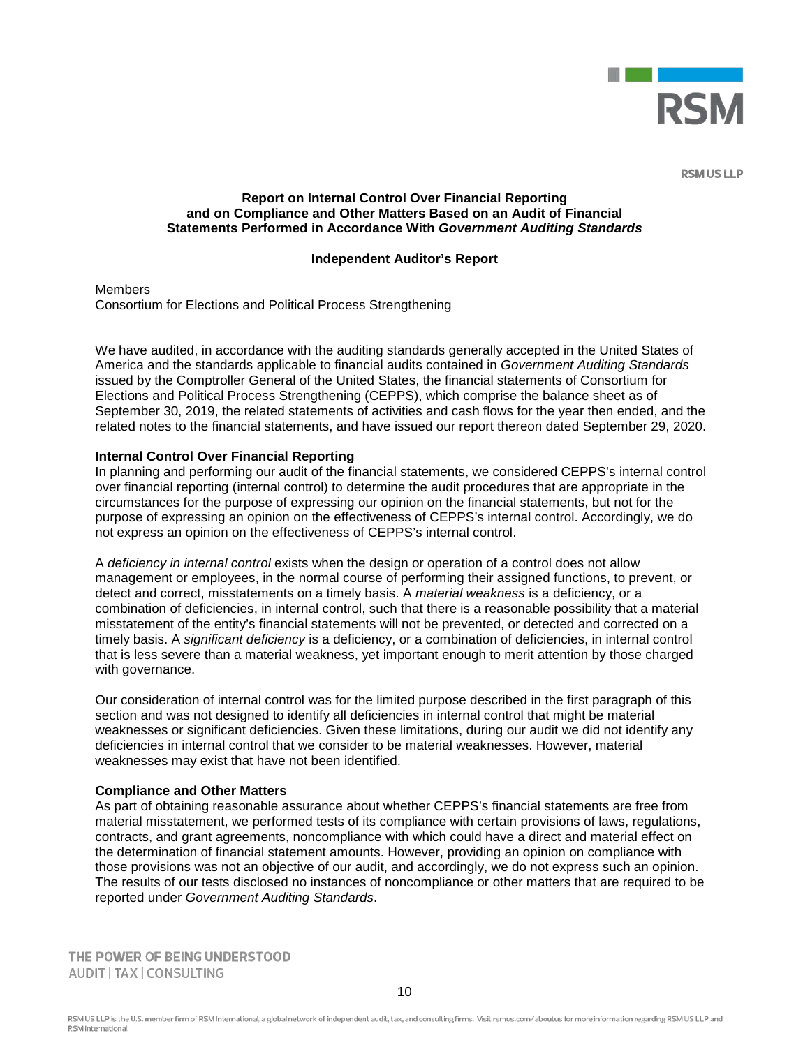RSM US LLP

**Report on Internal Control Over Financial Reporting and on Compliance and Other Matters Based on an Audit of Financial Statements Performed in Accordance With *Government Auditing Standards***

**Independent Auditor's Report**

Members
Consortium for Elections and Political Process Strengthening

We have audited, in accordance with the auditing standards generally accepted in the United States of America and the standards applicable to financial audits contained in *Government Auditing Standards* issued by the Comptroller General of the United States, the financial statements of Consortium for Elections and Political Process Strengthening (CEPPS), which comprise the balance sheet as of September 30, 2019, the related statements of activities and cash flows for the year then ended, and the related notes to the financial statements, and have issued our report thereon dated September 29, 2020.

**Internal Control Over Financial Reporting**

In planning and performing our audit of the financial statements, we considered CEPPS's internal control over financial reporting (internal control) to determine the audit procedures that are appropriate in the circumstances for the purpose of expressing our opinion on the financial statements, but not for the purpose of expressing an opinion on the effectiveness of CEPPS's internal control. Accordingly, we do not express an opinion on the effectiveness of CEPPS's internal control.

A *deficiency in internal control* exists when the design or operation of a control does not allow management or employees, in the normal course of performing their assigned functions, to prevent, or detect and correct, misstatements on a timely basis. A *material weakness* is a deficiency, or a combination of deficiencies, in internal control, such that there is a reasonable possibility that a material misstatement of the entity's financial statements will not be prevented, or detected and corrected on a timely basis. A *significant deficiency* is a deficiency, or a combination of deficiencies, in internal control that is less severe than a material weakness, yet important enough to merit attention by those charged with governance.

Our consideration of internal control was for the limited purpose described in the first paragraph of this section and was not designed to identify all deficiencies in internal control that might be material weaknesses or significant deficiencies. Given these limitations, during our audit we did not identify any deficiencies in internal control that we consider to be material weaknesses. However, material weaknesses may exist that have not been identified.

**Compliance and Other Matters**

As part of obtaining reasonable assurance about whether CEPPS's financial statements are free from material misstatement, we performed tests of its compliance with certain provisions of laws, regulations, contracts, and grant agreements, noncompliance with which could have a direct and material effect on the determination of financial statement amounts. However, providing an opinion on compliance with those provisions was not an objective of our audit, and accordingly, we do not express such an opinion. The results of our tests disclosed no instances of noncompliance or other matters that are required to be reported under *Government Auditing Standards*.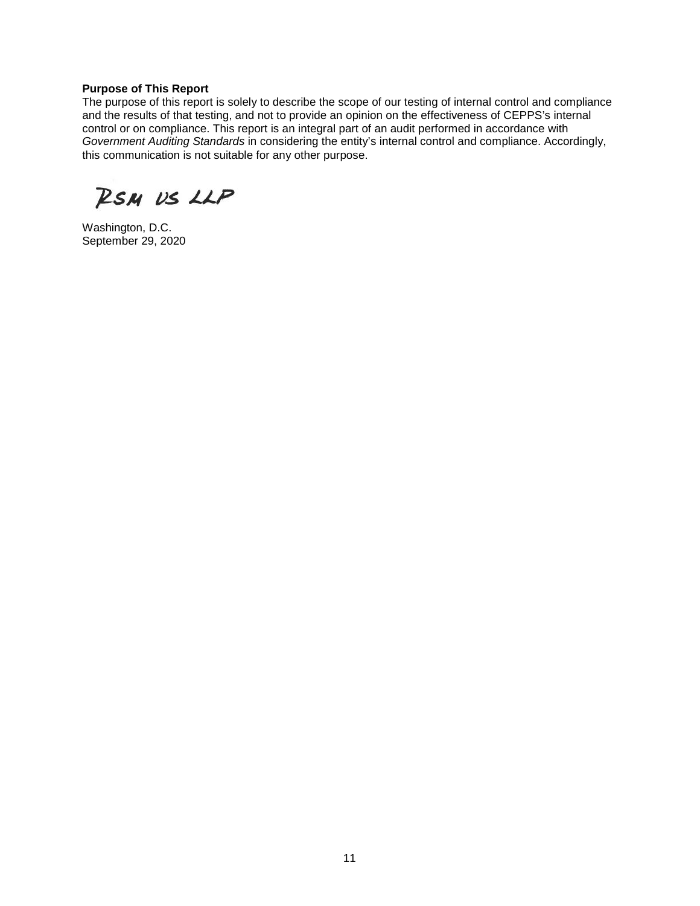**Purpose of This Report**

The purpose of this report is solely to describe the scope of our testing of internal control and compliance and the results of that testing, and not to provide an opinion on the effectiveness of CEPPS's internal control or on compliance. This report is an integral part of an audit performed in accordance with *Government Auditing Standards* in considering the entity's internal control and compliance. Accordingly, this communication is not suitable for any other purpose.

RSM US LLP

Washington, D.C.
September 29, 2020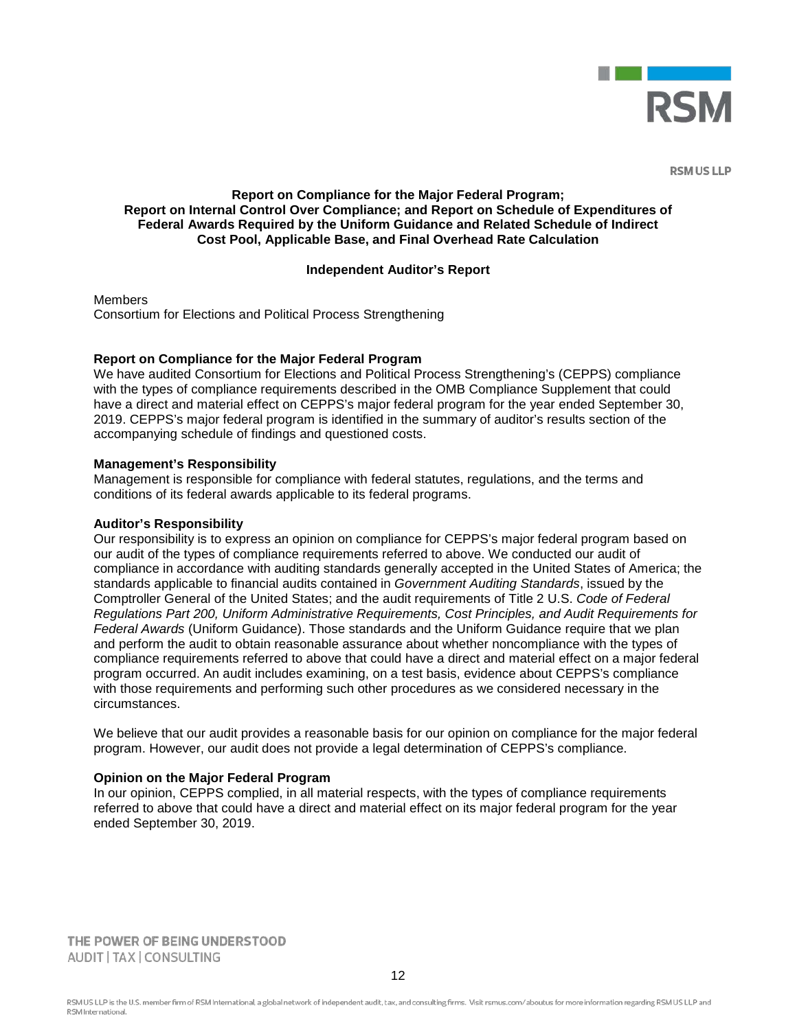RSM US LLP

**Report on Compliance for the Major Federal Program; Report on Internal Control Over Compliance; and Report on Schedule of Expenditures of Federal Awards Required by the Uniform Guidance and Related Schedule of Indirect Cost Pool, Applicable Base, and Final Overhead Rate Calculation**

**Independent Auditor's Report**

Members
Consortium for Elections and Political Process Strengthening

**Report on Compliance for the Major Federal Program**

We have audited Consortium for Elections and Political Process Strengthening's (CEPPS) compliance with the types of compliance requirements described in the OMB Compliance Supplement that could have a direct and material effect on CEPPS's major federal program for the year ended September 30, 2019. CEPPS's major federal program is identified in the summary of auditor's results section of the accompanying schedule of findings and questioned costs.

**Management's Responsibility**

Management is responsible for compliance with federal statutes, regulations, and the terms and conditions of its federal awards applicable to its federal programs.

**Auditor's Responsibility**

Our responsibility is to express an opinion on compliance for CEPPS's major federal program based on our audit of the types of compliance requirements referred to above. We conducted our audit of compliance in accordance with auditing standards generally accepted in the United States of America; the standards applicable to financial audits contained in *Government Auditing Standards*, issued by the Comptroller General of the United States; and the audit requirements of Title 2 U.S. *Code of Federal Regulations Part 200, Uniform Administrative Requirements, Cost Principles, and Audit Requirements for Federal Awards* (Uniform Guidance). Those standards and the Uniform Guidance require that we plan and perform the audit to obtain reasonable assurance about whether noncompliance with the types of compliance requirements referred to above that could have a direct and material effect on a major federal program occurred. An audit includes examining, on a test basis, evidence about CEPPS's compliance with those requirements and performing such other procedures as we considered necessary in the circumstances.

We believe that our audit provides a reasonable basis for our opinion on compliance for the major federal program. However, our audit does not provide a legal determination of CEPPS's compliance.

**Opinion on the Major Federal Program**

In our opinion, CEPPS complied, in all material respects, with the types of compliance requirements referred to above that could have a direct and material effect on its major federal program for the year ended September 30, 2019.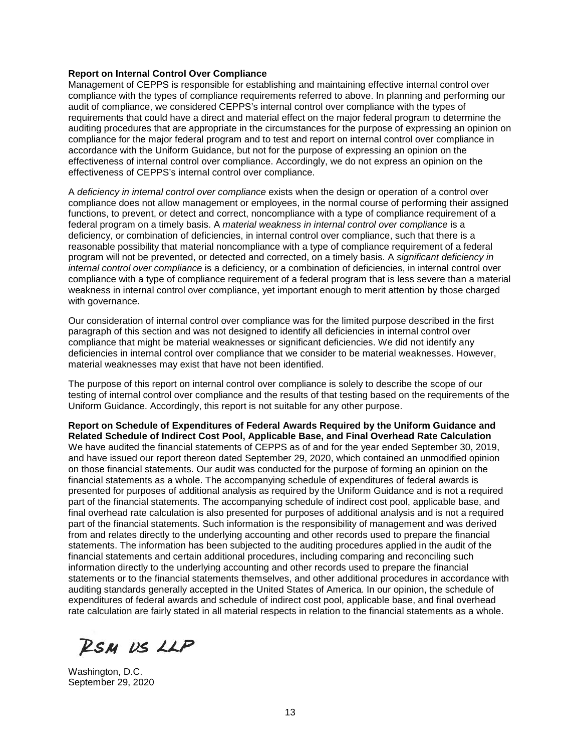**Report on Internal Control Over Compliance**

Management of CEPPS is responsible for establishing and maintaining effective internal control over compliance with the types of compliance requirements referred to above. In planning and performing our audit of compliance, we considered CEPPS's internal control over compliance with the types of requirements that could have a direct and material effect on the major federal program to determine the auditing procedures that are appropriate in the circumstances for the purpose of expressing an opinion on compliance for the major federal program and to test and report on internal control over compliance in accordance with the Uniform Guidance, but not for the purpose of expressing an opinion on the effectiveness of internal control over compliance. Accordingly, we do not express an opinion on the effectiveness of CEPPS's internal control over compliance.

A *deficiency in internal control over compliance* exists when the design or operation of a control over compliance does not allow management or employees, in the normal course of performing their assigned functions, to prevent, or detect and correct, noncompliance with a type of compliance requirement of a federal program on a timely basis. A *material weakness in internal control over compliance* is a deficiency, or combination of deficiencies, in internal control over compliance, such that there is a reasonable possibility that material noncompliance with a type of compliance requirement of a federal program will not be prevented, or detected and corrected, on a timely basis. A *significant deficiency in internal control over compliance* is a deficiency, or a combination of deficiencies, in internal control over compliance with a type of compliance requirement of a federal program that is less severe than a material weakness in internal control over compliance, yet important enough to merit attention by those charged with governance.

Our consideration of internal control over compliance was for the limited purpose described in the first paragraph of this section and was not designed to identify all deficiencies in internal control over compliance that might be material weaknesses or significant deficiencies. We did not identify any deficiencies in internal control over compliance that we consider to be material weaknesses. However, material weaknesses may exist that have not been identified.

The purpose of this report on internal control over compliance is solely to describe the scope of our testing of internal control over compliance and the results of that testing based on the requirements of the Uniform Guidance. Accordingly, this report is not suitable for any other purpose.

**Report on Schedule of Expenditures of Federal Awards Required by the Uniform Guidance and Related Schedule of Indirect Cost Pool, Applicable Base, and Final Overhead Rate Calculation**

We have audited the financial statements of CEPPS as of and for the year ended September 30, 2019, and have issued our report thereon dated September 29, 2020, which contained an unmodified opinion on those financial statements. Our audit was conducted for the purpose of forming an opinion on the financial statements as a whole. The accompanying schedule of expenditures of federal awards is presented for purposes of additional analysis as required by the Uniform Guidance and is not a required part of the financial statements. The accompanying schedule of indirect cost pool, applicable base, and final overhead rate calculation is also presented for purposes of additional analysis and is not a required part of the financial statements. Such information is the responsibility of management and was derived from and relates directly to the underlying accounting and other records used to prepare the financial statements. The information has been subjected to the auditing procedures applied in the audit of the financial statements and certain additional procedures, including comparing and reconciling such information directly to the underlying accounting and other records used to prepare the financial statements or to the financial statements themselves, and other additional procedures in accordance with auditing standards generally accepted in the United States of America. In our opinion, the schedule of expenditures of federal awards and schedule of indirect cost pool, applicable base, and final overhead rate calculation are fairly stated in all material respects in relation to the financial statements as a whole.

RSM US LLP

Washington, D.C.
September 29, 2020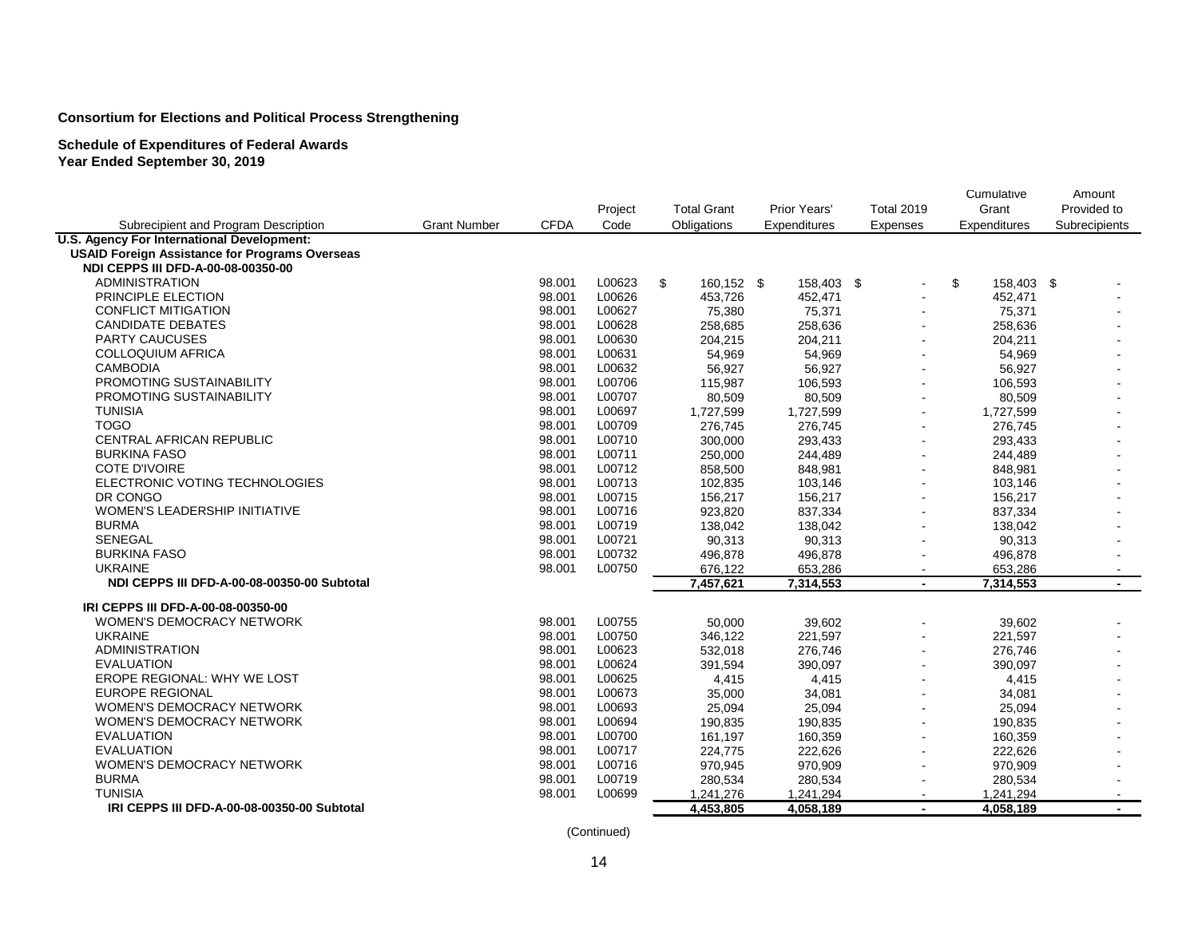**Consortium for Elections and Political Process Strengthening**

**Schedule of Expenditures of Federal Awards**
**Year Ended September 30, 2019**

| Subrecipient and Program Description | Grant Number | CFDA | Project Code | Total Grant Obligations | Prior Years' Expenditures | Total 2019 Expenses | Cumulative Grant Expenditures | Amount Provided to Subrecipients |
|---|---|---|---|---|---|---|---|---|
| **U.S. Agency For International Development:** | | | | | | | | |
| **USAID Foreign Assistance for Programs Overseas** | | | | | | | | |
| **NDI CEPPS III DFD-A-00-08-00350-00** | | | | | | | | |
| ADMINISTRATION | | 98.001 | L00623 | $ 160,152 | $ 158,403 | $ - | $ 158,403 | $ - |
| PRINCIPLE ELECTION | | 98.001 | L00626 | 453,726 | 452,471 | - | 452,471 | - |
| CONFLICT MITIGATION | | 98.001 | L00627 | 75,380 | 75,371 | - | 75,371 | - |
| CANDIDATE DEBATES | | 98.001 | L00628 | 258,685 | 258,636 | - | 258,636 | - |
| PARTY CAUCUSES | | 98.001 | L00630 | 204,215 | 204,211 | - | 204,211 | - |
| COLLOQUIUM AFRICA | | 98.001 | L00631 | 54,969 | 54,969 | - | 54,969 | - |
| CAMBODIA | | 98.001 | L00632 | 56,927 | 56,927 | - | 56,927 | - |
| PROMOTING SUSTAINABILITY | | 98.001 | L00706 | 115,987 | 106,593 | - | 106,593 | - |
| PROMOTING SUSTAINABILITY | | 98.001 | L00707 | 80,509 | 80,509 | - | 80,509 | - |
| TUNISIA | | 98.001 | L00697 | 1,727,599 | 1,727,599 | - | 1,727,599 | - |
| TOGO | | 98.001 | L00709 | 276,745 | 276,745 | - | 276,745 | - |
| CENTRAL AFRICAN REPUBLIC | | 98.001 | L00710 | 300,000 | 293,433 | - | 293,433 | - |
| BURKINA FASO | | 98.001 | L00711 | 250,000 | 244,489 | - | 244,489 | - |
| COTE D'IVOIRE | | 98.001 | L00712 | 858,500 | 848,981 | - | 848,981 | - |
| ELECTRONIC VOTING TECHNOLOGIES | | 98.001 | L00713 | 102,835 | 103,146 | - | 103,146 | - |
| DR CONGO | | 98.001 | L00715 | 156,217 | 156,217 | - | 156,217 | - |
| WOMEN'S LEADERSHIP INITIATIVE | | 98.001 | L00716 | 923,820 | 837,334 | - | 837,334 | - |
| BURMA | | 98.001 | L00719 | 138,042 | 138,042 | - | 138,042 | - |
| SENEGAL | | 98.001 | L00721 | 90,313 | 90,313 | - | 90,313 | - |
| BURKINA FASO | | 98.001 | L00732 | 496,878 | 496,878 | - | 496,878 | - |
| UKRAINE | | 98.001 | L00750 | 676,122 | 653,286 | - | 653,286 | - |
| **NDI CEPPS III DFD-A-00-08-00350-00 Subtotal** | | | | **7,457,621** | **7,314,553** | **-** | **7,314,553** | **-** |
| **IRI CEPPS III DFD-A-00-08-00350-00** | | | | | | | | |
| WOMEN'S DEMOCRACY NETWORK | | 98.001 | L00755 | 50,000 | 39,602 | - | 39,602 | - |
| UKRAINE | | 98.001 | L00750 | 346,122 | 221,597 | - | 221,597 | - |
| ADMINISTRATION | | 98.001 | L00623 | 532,018 | 276,746 | - | 276,746 | - |
| EVALUATION | | 98.001 | L00624 | 391,594 | 390,097 | - | 390,097 | - |
| EROPE REGIONAL: WHY WE LOST | | 98.001 | L00625 | 4,415 | 4,415 | - | 4,415 | - |
| EUROPE REGIONAL | | 98.001 | L00673 | 35,000 | 34,081 | - | 34,081 | - |
| WOMEN'S DEMOCRACY NETWORK | | 98.001 | L00693 | 25,094 | 25,094 | - | 25,094 | - |
| WOMEN'S DEMOCRACY NETWORK | | 98.001 | L00694 | 190,835 | 190,835 | - | 190,835 | - |
| EVALUATION | | 98.001 | L00700 | 161,197 | 160,359 | - | 160,359 | - |
| EVALUATION | | 98.001 | L00717 | 224,775 | 222,626 | - | 222,626 | - |
| WOMEN'S DEMOCRACY NETWORK | | 98.001 | L00716 | 970,945 | 970,909 | - | 970,909 | - |
| BURMA | | 98.001 | L00719 | 280,534 | 280,534 | - | 280,534 | - |
| TUNISIA | | 98.001 | L00699 | 1,241,276 | 1,241,294 | - | 1,241,294 | - |
| **IRI CEPPS III DFD-A-00-08-00350-00 Subtotal** | | | | **4,453,805** | **4,058,189** | **-** | **4,058,189** | **-** |

(Continued)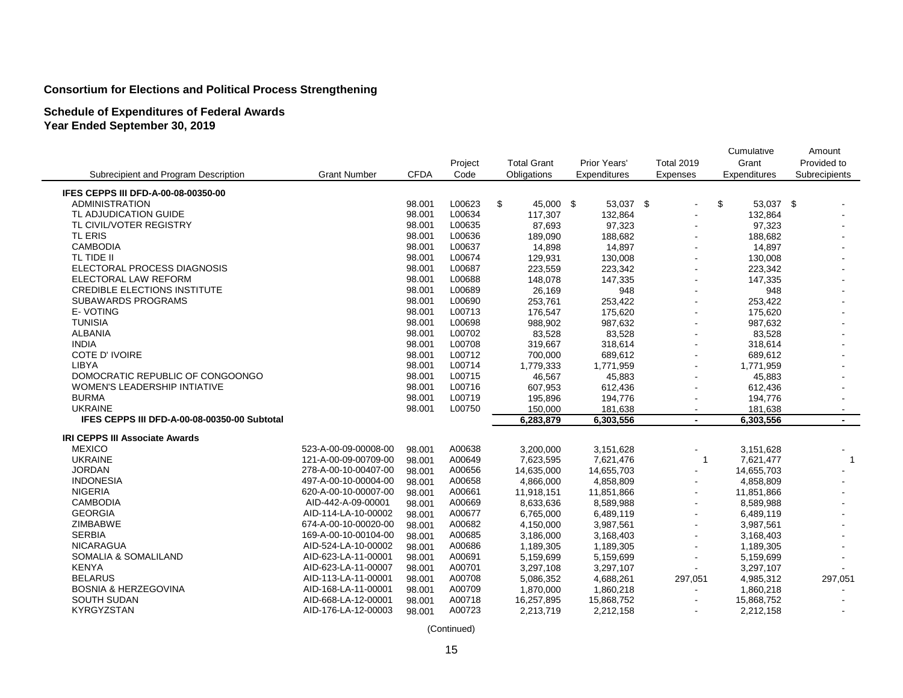**Consortium for Elections and Political Process Strengthening**

**Schedule of Expenditures of Federal Awards**
**Year Ended September 30, 2019**

| Subrecipient and Program Description | Grant Number | CFDA | Project Code | Total Grant Obligations | Prior Years' Expenditures | Total 2019 Expenses | Cumulative Grant Expenditures | Amount Provided to Subrecipients |
|---|---|---|---|---|---|---|---|---|
| **IFES CEPPS III DFD-A-00-08-00350-00** | | | | | | | | |
| ADMINISTRATION | | 98.001 | L00623 | $ 45,000 | $ 53,037 | $ - | $ 53,037 | $ - |
| TL ADJUDICATION GUIDE | | 98.001 | L00634 | 117,307 | 132,864 | - | 132,864 | - |
| TL CIVIL/VOTER REGISTRY | | 98.001 | L00635 | 87,693 | 97,323 | - | 97,323 | - |
| TL ERIS | | 98.001 | L00636 | 189,090 | 188,682 | - | 188,682 | - |
| CAMBODIA | | 98.001 | L00637 | 14,898 | 14,897 | - | 14,897 | - |
| TL TIDE II | | 98.001 | L00674 | 129,931 | 130,008 | - | 130,008 | - |
| ELECTORAL PROCESS DIAGNOSIS | | 98.001 | L00687 | 223,559 | 223,342 | - | 223,342 | - |
| ELECTORAL LAW REFORM | | 98.001 | L00688 | 148,078 | 147,335 | - | 147,335 | - |
| CREDIBLE ELECTIONS INSTITUTE | | 98.001 | L00689 | 26,169 | 948 | - | 948 | - |
| SUBAWARDS PROGRAMS | | 98.001 | L00690 | 253,761 | 253,422 | - | 253,422 | - |
| E- VOTING | | 98.001 | L00713 | 176,547 | 175,620 | - | 175,620 | - |
| TUNISIA | | 98.001 | L00698 | 988,902 | 987,632 | - | 987,632 | - |
| ALBANIA | | 98.001 | L00702 | 83,528 | 83,528 | - | 83,528 | - |
| INDIA | | 98.001 | L00708 | 319,667 | 318,614 | - | 318,614 | - |
| COTE D' IVOIRE | | 98.001 | L00712 | 700,000 | 689,612 | - | 689,612 | - |
| LIBYA | | 98.001 | L00714 | 1,779,333 | 1,771,959 | - | 1,771,959 | - |
| DOMOCRATIC REPUBLIC OF CONGOONGO | | 98.001 | L00715 | 46,567 | 45,883 | - | 45,883 | - |
| WOMEN'S LEADERSHIP INTIATIVE | | 98.001 | L00716 | 607,953 | 612,436 | - | 612,436 | - |
| BURMA | | 98.001 | L00719 | 195,896 | 194,776 | - | 194,776 | - |
| UKRAINE | | 98.001 | L00750 | 150,000 | 181,638 | - | 181,638 | - |
| **IFES CEPPS III DFD-A-00-08-00350-00 Subtotal** | | | | **6,283,879** | **6,303,556** | **-** | **6,303,556** | **-** |
| **IRI CEPPS III Associate Awards** | | | | | | | | |
| MEXICO | 523-A-00-09-00008-00 | 98.001 | A00638 | 3,200,000 | 3,151,628 | - | 3,151,628 | - |
| UKRAINE | 121-A-00-09-00709-00 | 98.001 | A00649 | 7,623,595 | 7,621,476 | 1 | 7,621,477 | 1 |
| JORDAN | 278-A-00-10-00407-00 | 98.001 | A00656 | 14,635,000 | 14,655,703 | - | 14,655,703 | - |
| INDONESIA | 497-A-00-10-00004-00 | 98.001 | A00658 | 4,866,000 | 4,858,809 | - | 4,858,809 | - |
| NIGERIA | 620-A-00-10-00007-00 | 98.001 | A00661 | 11,918,151 | 11,851,866 | - | 11,851,866 | - |
| CAMBODIA | AID-442-A-09-00001 | 98.001 | A00669 | 8,633,636 | 8,589,988 | - | 8,589,988 | - |
| GEORGIA | AID-114-LA-10-00002 | 98.001 | A00677 | 6,765,000 | 6,489,119 | - | 6,489,119 | - |
| ZIMBABWE | 674-A-00-10-00020-00 | 98.001 | A00682 | 4,150,000 | 3,987,561 | - | 3,987,561 | - |
| SERBIA | 169-A-00-10-00104-00 | 98.001 | A00685 | 3,186,000 | 3,168,403 | - | 3,168,403 | - |
| NICARAGUA | AID-524-LA-10-00002 | 98.001 | A00686 | 1,189,305 | 1,189,305 | - | 1,189,305 | - |
| SOMALIA & SOMALILAND | AID-623-LA-11-00001 | 98.001 | A00691 | 5,159,699 | 5,159,699 | - | 5,159,699 | - |
| KENYA | AID-623-LA-11-00007 | 98.001 | A00701 | 3,297,108 | 3,297,107 | - | 3,297,107 | - |
| BELARUS | AID-113-LA-11-00001 | 98.001 | A00708 | 5,086,352 | 4,688,261 | 297,051 | 4,985,312 | 297,051 |
| BOSNIA & HERZEGOVINA | AID-168-LA-11-00001 | 98.001 | A00709 | 1,870,000 | 1,860,218 | - | 1,860,218 | - |
| SOUTH SUDAN | AID-668-LA-12-00001 | 98.001 | A00718 | 16,257,895 | 15,868,752 | - | 15,868,752 | - |
| KYRGYZSTAN | AID-176-LA-12-00003 | 98.001 | A00723 | 2,213,719 | 2,212,158 | - | 2,212,158 | - |

(Continued)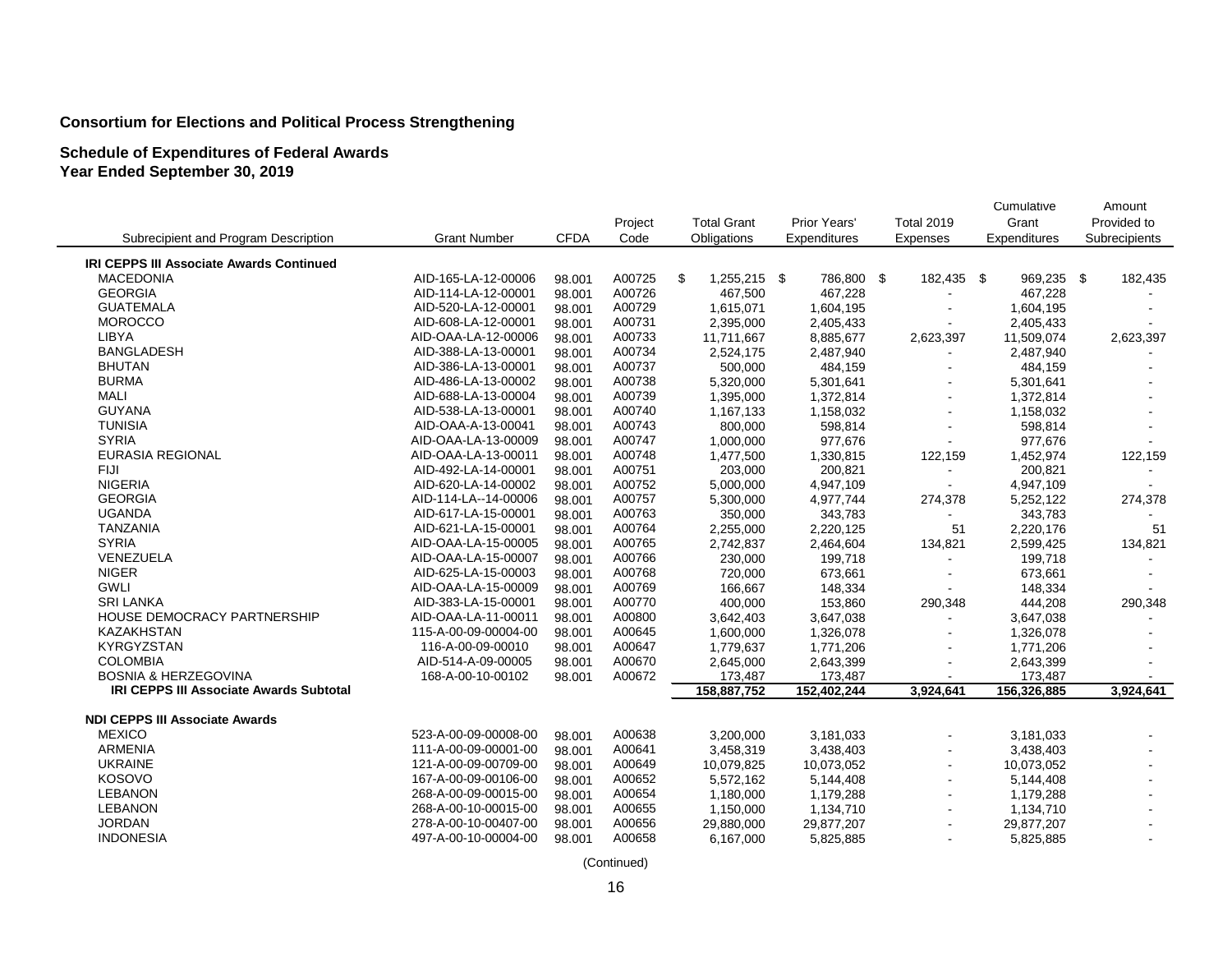**Consortium for Elections and Political Process Strengthening**

**Schedule of Expenditures of Federal Awards**
**Year Ended September 30, 2019**

| Subrecipient and Program Description | Grant Number | CFDA | Project Code | Total Grant Obligations | Prior Years' Expenditures | Total 2019 Expenses | Cumulative Grant Expenditures | Amount Provided to Subrecipients |
|---|---|---|---|---|---|---|---|---|
| **IRI CEPPS III Associate Awards Continued** | | | | | | | | |
| MACEDONIA | AID-165-LA-12-00006 | 98.001 | A00725 | $ 1,255,215 | $ 786,800 | $ 182,435 | $ 969,235 | $ 182,435 |
| GEORGIA | AID-114-LA-12-00001 | 98.001 | A00726 | 467,500 | 467,228 | - | 467,228 | - |
| GUATEMALA | AID-520-LA-12-00001 | 98.001 | A00729 | 1,615,071 | 1,604,195 | - | 1,604,195 | - |
| MOROCCO | AID-608-LA-12-00001 | 98.001 | A00731 | 2,395,000 | 2,405,433 | - | 2,405,433 | - |
| LIBYA | AID-OAA-LA-12-00006 | 98.001 | A00733 | 11,711,667 | 8,885,677 | 2,623,397 | 11,509,074 | 2,623,397 |
| BANGLADESH | AID-388-LA-13-00001 | 98.001 | A00734 | 2,524,175 | 2,487,940 | - | 2,487,940 | - |
| BHUTAN | AID-386-LA-13-00001 | 98.001 | A00737 | 500,000 | 484,159 | - | 484,159 | - |
| BURMA | AID-486-LA-13-00002 | 98.001 | A00738 | 5,320,000 | 5,301,641 | - | 5,301,641 | - |
| MALI | AID-688-LA-13-00004 | 98.001 | A00739 | 1,395,000 | 1,372,814 | - | 1,372,814 | - |
| GUYANA | AID-538-LA-13-00001 | 98.001 | A00740 | 1,167,133 | 1,158,032 | - | 1,158,032 | - |
| TUNISIA | AID-OAA-A-13-00041 | 98.001 | A00743 | 800,000 | 598,814 | - | 598,814 | - |
| SYRIA | AID-OAA-LA-13-00009 | 98.001 | A00747 | 1,000,000 | 977,676 | - | 977,676 | - |
| EURASIA REGIONAL | AID-OAA-LA-13-00011 | 98.001 | A00748 | 1,477,500 | 1,330,815 | 122,159 | 1,452,974 | 122,159 |
| FIJI | AID-492-LA-14-00001 | 98.001 | A00751 | 203,000 | 200,821 | - | 200,821 | - |
| NIGERIA | AID-620-LA-14-00002 | 98.001 | A00752 | 5,000,000 | 4,947,109 | - | 4,947,109 | - |
| GEORGIA | AID-114-LA--14-00006 | 98.001 | A00757 | 5,300,000 | 4,977,744 | 274,378 | 5,252,122 | 274,378 |
| UGANDA | AID-617-LA-15-00001 | 98.001 | A00763 | 350,000 | 343,783 | - | 343,783 | - |
| TANZANIA | AID-621-LA-15-00001 | 98.001 | A00764 | 2,255,000 | 2,220,125 | 51 | 2,220,176 | 51 |
| SYRIA | AID-OAA-LA-15-00005 | 98.001 | A00765 | 2,742,837 | 2,464,604 | 134,821 | 2,599,425 | 134,821 |
| VENEZUELA | AID-OAA-LA-15-00007 | 98.001 | A00766 | 230,000 | 199,718 | - | 199,718 | - |
| NIGER | AID-625-LA-15-00003 | 98.001 | A00768 | 720,000 | 673,661 | - | 673,661 | - |
| GWLI | AID-OAA-LA-15-00009 | 98.001 | A00769 | 166,667 | 148,334 | - | 148,334 | - |
| SRI LANKA | AID-383-LA-15-00001 | 98.001 | A00770 | 400,000 | 153,860 | 290,348 | 444,208 | 290,348 |
| HOUSE DEMOCRACY PARTNERSHIP | AID-OAA-LA-11-00011 | 98.001 | A00800 | 3,642,403 | 3,647,038 | - | 3,647,038 | - |
| KAZAKHSTAN | 115-A-00-09-00004-00 | 98.001 | A00645 | 1,600,000 | 1,326,078 | - | 1,326,078 | - |
| KYRGYZSTAN | 116-A-00-09-00010 | 98.001 | A00647 | 1,779,637 | 1,771,206 | - | 1,771,206 | - |
| COLOMBIA | AID-514-A-09-00005 | 98.001 | A00670 | 2,645,000 | 2,643,399 | - | 2,643,399 | - |
| BOSNIA & HERZEGOVINA | 168-A-00-10-00102 | 98.001 | A00672 | 173,487 | 173,487 | - | 173,487 | - |
| **IRI CEPPS III Associate Awards Subtotal** | | | | **158,887,752** | **152,402,244** | **3,924,641** | **156,326,885** | **3,924,641** |
| **NDI CEPPS III Associate Awards** | | | | | | | | |
| MEXICO | 523-A-00-09-00008-00 | 98.001 | A00638 | 3,200,000 | 3,181,033 | - | 3,181,033 | - |
| ARMENIA | 111-A-00-09-00001-00 | 98.001 | A00641 | 3,458,319 | 3,438,403 | - | 3,438,403 | - |
| UKRAINE | 121-A-00-09-00709-00 | 98.001 | A00649 | 10,079,825 | 10,073,052 | - | 10,073,052 | - |
| KOSOVO | 167-A-00-09-00106-00 | 98.001 | A00652 | 5,572,162 | 5,144,408 | - | 5,144,408 | - |
| LEBANON | 268-A-00-09-00015-00 | 98.001 | A00654 | 1,180,000 | 1,179,288 | - | 1,179,288 | - |
| LEBANON | 268-A-00-10-00015-00 | 98.001 | A00655 | 1,150,000 | 1,134,710 | - | 1,134,710 | - |
| JORDAN | 278-A-00-10-00407-00 | 98.001 | A00656 | 29,880,000 | 29,877,207 | - | 29,877,207 | - |
| INDONESIA | 497-A-00-10-00004-00 | 98.001 | A00658 | 6,167,000 | 5,825,885 | - | 5,825,885 | - |

(Continued)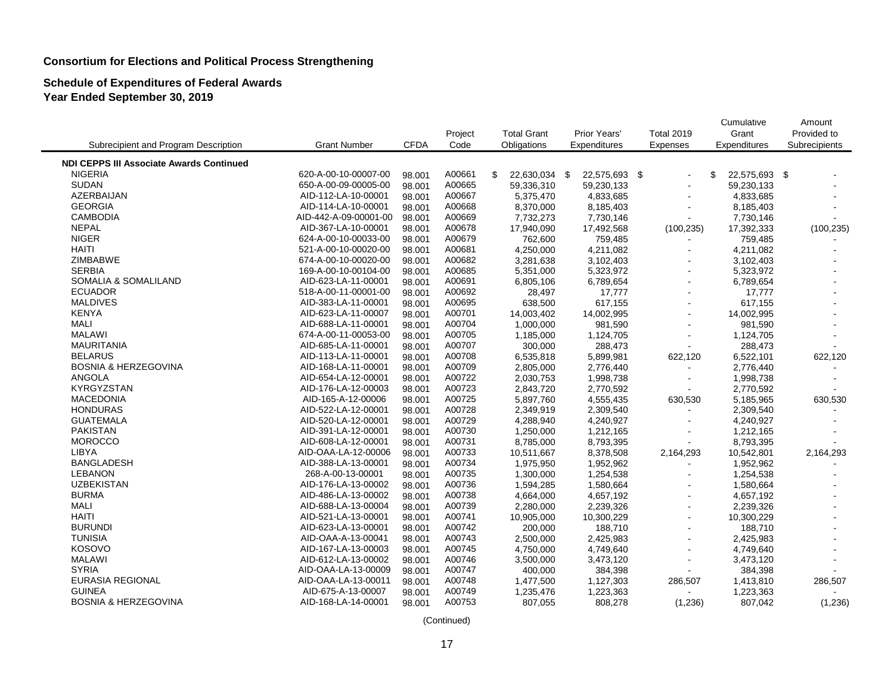**Consortium for Elections and Political Process Strengthening**

**Schedule of Expenditures of Federal Awards**
**Year Ended September 30, 2019**

| Subrecipient and Program Description | Grant Number | CFDA | Project Code | Total Grant Obligations | Prior Years' Expenditures | Total 2019 Expenses | Cumulative Grant Expenditures | Amount Provided to Subrecipients |
|---|---|---|---|---|---|---|---|---|
| **NDI CEPPS III Associate Awards Continued** | | | | | | | | |
| NIGERIA | 620-A-00-10-00007-00 | 98.001 | A00661 | $ 22,630,034 | $ 22,575,693 | $ - | $ 22,575,693 | $ - |
| SUDAN | 650-A-00-09-00005-00 | 98.001 | A00665 | 59,336,310 | 59,230,133 | - | 59,230,133 | - |
| AZERBAIJAN | AID-112-LA-10-00001 | 98.001 | A00667 | 5,375,470 | 4,833,685 | - | 4,833,685 | - |
| GEORGIA | AID-114-LA-10-00001 | 98.001 | A00668 | 8,370,000 | 8,185,403 | - | 8,185,403 | - |
| CAMBODIA | AID-442-A-09-00001-00 | 98.001 | A00669 | 7,732,273 | 7,730,146 | - | 7,730,146 | - |
| NEPAL | AID-367-LA-10-00001 | 98.001 | A00678 | 17,940,090 | 17,492,568 | (100,235) | 17,392,333 | (100,235) |
| NIGER | 624-A-00-10-00033-00 | 98.001 | A00679 | 762,600 | 759,485 | - | 759,485 | - |
| HAITI | 521-A-00-10-00020-00 | 98.001 | A00681 | 4,250,000 | 4,211,082 | - | 4,211,082 | - |
| ZIMBABWE | 674-A-00-10-00020-00 | 98.001 | A00682 | 3,281,638 | 3,102,403 | - | 3,102,403 | - |
| SERBIA | 169-A-00-10-00104-00 | 98.001 | A00685 | 5,351,000 | 5,323,972 | - | 5,323,972 | - |
| SOMALIA & SOMALILAND | AID-623-LA-11-00001 | 98.001 | A00691 | 6,805,106 | 6,789,654 | - | 6,789,654 | - |
| ECUADOR | 518-A-00-11-00001-00 | 98.001 | A00692 | 28,497 | 17,777 | - | 17,777 | - |
| MALDIVES | AID-383-LA-11-00001 | 98.001 | A00695 | 638,500 | 617,155 | - | 617,155 | - |
| KENYA | AID-623-LA-11-00007 | 98.001 | A00701 | 14,003,402 | 14,002,995 | - | 14,002,995 | - |
| MALI | AID-688-LA-11-00001 | 98.001 | A00704 | 1,000,000 | 981,590 | - | 981,590 | - |
| MALAWI | 674-A-00-11-00053-00 | 98.001 | A00705 | 1,185,000 | 1,124,705 | - | 1,124,705 | - |
| MAURITANIA | AID-685-LA-11-00001 | 98.001 | A00707 | 300,000 | 288,473 | - | 288,473 | - |
| BELARUS | AID-113-LA-11-00001 | 98.001 | A00708 | 6,535,818 | 5,899,981 | 622,120 | 6,522,101 | 622,120 |
| BOSNIA & HERZEGOVINA | AID-168-LA-11-00001 | 98.001 | A00709 | 2,805,000 | 2,776,440 | - | 2,776,440 | - |
| ANGOLA | AID-654-LA-12-00001 | 98.001 | A00722 | 2,030,753 | 1,998,738 | - | 1,998,738 | - |
| KYRGYZSTAN | AID-176-LA-12-00003 | 98.001 | A00723 | 2,843,720 | 2,770,592 | - | 2,770,592 | - |
| MACEDONIA | AID-165-A-12-00006 | 98.001 | A00725 | 5,897,760 | 4,555,435 | 630,530 | 5,185,965 | 630,530 |
| HONDURAS | AID-522-LA-12-00001 | 98.001 | A00728 | 2,349,919 | 2,309,540 | - | 2,309,540 | - |
| GUATEMALA | AID-520-LA-12-00001 | 98.001 | A00729 | 4,288,940 | 4,240,927 | - | 4,240,927 | - |
| PAKISTAN | AID-391-LA-12-00001 | 98.001 | A00730 | 1,250,000 | 1,212,165 | - | 1,212,165 | - |
| MOROCCO | AID-608-LA-12-00001 | 98.001 | A00731 | 8,785,000 | 8,793,395 | - | 8,793,395 | - |
| LIBYA | AID-OAA-LA-12-00006 | 98.001 | A00733 | 10,511,667 | 8,378,508 | 2,164,293 | 10,542,801 | 2,164,293 |
| BANGLADESH | AID-388-LA-13-00001 | 98.001 | A00734 | 1,975,950 | 1,952,962 | - | 1,952,962 | - |
| LEBANON | 268-A-00-13-00001 | 98.001 | A00735 | 1,300,000 | 1,254,538 | - | 1,254,538 | - |
| UZBEKISTAN | AID-176-LA-13-00002 | 98.001 | A00736 | 1,594,285 | 1,580,664 | - | 1,580,664 | - |
| BURMA | AID-486-LA-13-00002 | 98.001 | A00738 | 4,664,000 | 4,657,192 | - | 4,657,192 | - |
| MALI | AID-688-LA-13-00004 | 98.001 | A00739 | 2,280,000 | 2,239,326 | - | 2,239,326 | - |
| HAITI | AID-521-LA-13-00001 | 98.001 | A00741 | 10,905,000 | 10,300,229 | - | 10,300,229 | - |
| BURUNDI | AID-623-LA-13-00001 | 98.001 | A00742 | 200,000 | 188,710 | - | 188,710 | - |
| TUNISIA | AID-OAA-A-13-00041 | 98.001 | A00743 | 2,500,000 | 2,425,983 | - | 2,425,983 | - |
| KOSOVO | AID-167-LA-13-00003 | 98.001 | A00745 | 4,750,000 | 4,749,640 | - | 4,749,640 | - |
| MALAWI | AID-612-LA-13-00002 | 98.001 | A00746 | 3,500,000 | 3,473,120 | - | 3,473,120 | - |
| SYRIA | AID-OAA-LA-13-00009 | 98.001 | A00747 | 400,000 | 384,398 | - | 384,398 | - |
| EURASIA REGIONAL | AID-OAA-LA-13-00011 | 98.001 | A00748 | 1,477,500 | 1,127,303 | 286,507 | 1,413,810 | 286,507 |
| GUINEA | AID-675-A-13-00007 | 98.001 | A00749 | 1,235,476 | 1,223,363 | - | 1,223,363 | - |
| BOSNIA & HERZEGOVINA | AID-168-LA-14-00001 | 98.001 | A00753 | 807,055 | 808,278 | (1,236) | 807,042 | (1,236) |

(Continued)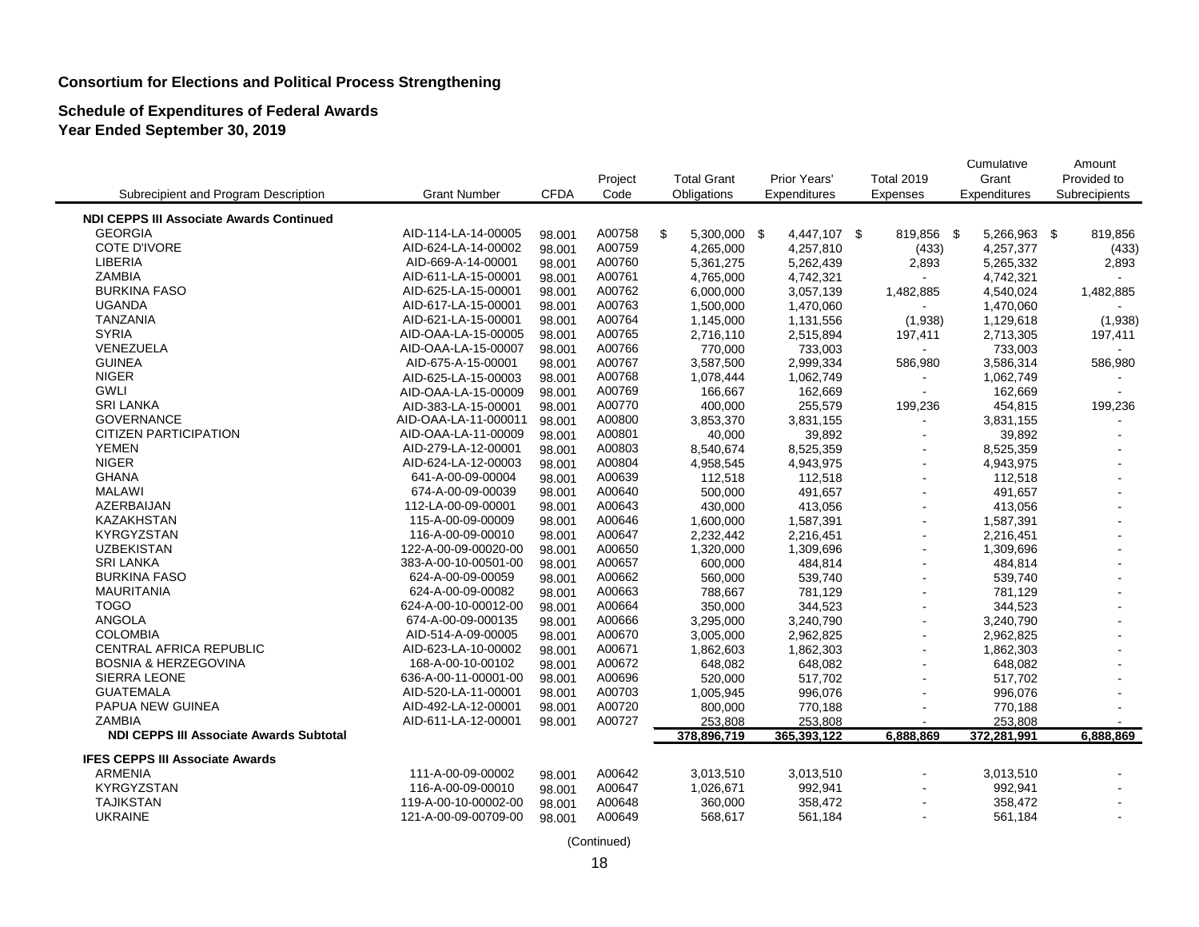**Consortium for Elections and Political Process Strengthening**

**Schedule of Expenditures of Federal Awards**
**Year Ended September 30, 2019**

| Subrecipient and Program Description | Grant Number | CFDA | Project Code | Total Grant Obligations | Prior Years' Expenditures | Total 2019 Expenses | Cumulative Grant Expenditures | Amount Provided to Subrecipients |
|---|---|---|---|---|---|---|---|---|
| **NDI CEPPS III Associate Awards Continued** | | | | | | | | |
| GEORGIA | AID-114-LA-14-00005 | 98.001 | A00758 | $ 5,300,000 | $ 4,447,107 | $ 819,856 | $ 5,266,963 | $ 819,856 |
| COTE D'IVORE | AID-624-LA-14-00002 | 98.001 | A00759 | 4,265,000 | 4,257,810 | (433) | 4,257,377 | (433) |
| LIBERIA | AID-669-A-14-00001 | 98.001 | A00760 | 5,361,275 | 5,262,439 | 2,893 | 5,265,332 | 2,893 |
| ZAMBIA | AID-611-LA-15-00001 | 98.001 | A00761 | 4,765,000 | 4,742,321 | - | 4,742,321 | - |
| BURKINA FASO | AID-625-LA-15-00001 | 98.001 | A00762 | 6,000,000 | 3,057,139 | 1,482,885 | 4,540,024 | 1,482,885 |
| UGANDA | AID-617-LA-15-00001 | 98.001 | A00763 | 1,500,000 | 1,470,060 | - | 1,470,060 | - |
| TANZANIA | AID-621-LA-15-00001 | 98.001 | A00764 | 1,145,000 | 1,131,556 | (1,938) | 1,129,618 | (1,938) |
| SYRIA | AID-OAA-LA-15-00005 | 98.001 | A00765 | 2,716,110 | 2,515,894 | 197,411 | 2,713,305 | 197,411 |
| VENEZUELA | AID-OAA-LA-15-00007 | 98.001 | A00766 | 770,000 | 733,003 | - | 733,003 | - |
| GUINEA | AID-675-A-15-00001 | 98.001 | A00767 | 3,587,500 | 2,999,334 | 586,980 | 3,586,314 | 586,980 |
| NIGER | AID-625-LA-15-00003 | 98.001 | A00768 | 1,078,444 | 1,062,749 | - | 1,062,749 | - |
| GWLI | AID-OAA-LA-15-00009 | 98.001 | A00769 | 166,667 | 162,669 | - | 162,669 | - |
| SRI LANKA | AID-383-LA-15-00001 | 98.001 | A00770 | 400,000 | 255,579 | 199,236 | 454,815 | 199,236 |
| GOVERNANCE | AID-OAA-LA-11-000011 | 98.001 | A00800 | 3,853,370 | 3,831,155 | - | 3,831,155 | - |
| CITIZEN PARTICIPATION | AID-OAA-LA-11-00009 | 98.001 | A00801 | 40,000 | 39,892 | - | 39,892 | - |
| YEMEN | AID-279-LA-12-00001 | 98.001 | A00803 | 8,540,674 | 8,525,359 | - | 8,525,359 | - |
| NIGER | AID-624-LA-12-00003 | 98.001 | A00804 | 4,958,545 | 4,943,975 | - | 4,943,975 | - |
| GHANA | 641-A-00-09-00004 | 98.001 | A00639 | 112,518 | 112,518 | - | 112,518 | - |
| MALAWI | 674-A-00-09-00039 | 98.001 | A00640 | 500,000 | 491,657 | - | 491,657 | - |
| AZERBAIJAN | 112-LA-00-09-00001 | 98.001 | A00643 | 430,000 | 413,056 | - | 413,056 | - |
| KAZAKHSTAN | 115-A-00-09-00009 | 98.001 | A00646 | 1,600,000 | 1,587,391 | - | 1,587,391 | - |
| KYRGYZSTAN | 116-A-00-09-00010 | 98.001 | A00647 | 2,232,442 | 2,216,451 | - | 2,216,451 | - |
| UZBEKISTAN | 122-A-00-09-00020-00 | 98.001 | A00650 | 1,320,000 | 1,309,696 | - | 1,309,696 | - |
| SRI LANKA | 383-A-00-10-00501-00 | 98.001 | A00657 | 600,000 | 484,814 | - | 484,814 | - |
| BURKINA FASO | 624-A-00-09-00059 | 98.001 | A00662 | 560,000 | 539,740 | - | 539,740 | - |
| MAURITANIA | 624-A-00-09-00082 | 98.001 | A00663 | 788,667 | 781,129 | - | 781,129 | - |
| TOGO | 624-A-00-10-00012-00 | 98.001 | A00664 | 350,000 | 344,523 | - | 344,523 | - |
| ANGOLA | 674-A-00-09-000135 | 98.001 | A00666 | 3,295,000 | 3,240,790 | - | 3,240,790 | - |
| COLOMBIA | AID-514-A-09-00005 | 98.001 | A00670 | 3,005,000 | 2,962,825 | - | 2,962,825 | - |
| CENTRAL AFRICA REPUBLIC | AID-623-LA-10-00002 | 98.001 | A00671 | 1,862,603 | 1,862,303 | - | 1,862,303 | - |
| BOSNIA & HERZEGOVINA | 168-A-00-10-00102 | 98.001 | A00672 | 648,082 | 648,082 | - | 648,082 | - |
| SIERRA LEONE | 636-A-00-11-00001-00 | 98.001 | A00696 | 520,000 | 517,702 | - | 517,702 | - |
| GUATEMALA | AID-520-LA-11-00001 | 98.001 | A00703 | 1,005,945 | 996,076 | - | 996,076 | - |
| PAPUA NEW GUINEA | AID-492-LA-12-00001 | 98.001 | A00720 | 800,000 | 770,188 | - | 770,188 | - |
| ZAMBIA | AID-611-LA-12-00001 | 98.001 | A00727 | 253,808 | 253,808 | - | 253,808 | - |
| **NDI CEPPS III Associate Awards Subtotal** | | | | **378,896,719** | **365,393,122** | **6,888,869** | **372,281,991** | **6,888,869** |
| **IFES CEPPS III Associate Awards** | | | | | | | | |
| ARMENIA | 111-A-00-09-00002 | 98.001 | A00642 | 3,013,510 | 3,013,510 | - | 3,013,510 | - |
| KYRGYZSTAN | 116-A-00-09-00010 | 98.001 | A00647 | 1,026,671 | 992,941 | - | 992,941 | - |
| TAJIKSTAN | 119-A-00-10-00002-00 | 98.001 | A00648 | 360,000 | 358,472 | - | 358,472 | - |
| UKRAINE | 121-A-00-09-00709-00 | 98.001 | A00649 | 568,617 | 561,184 | - | 561,184 | - |

(Continued)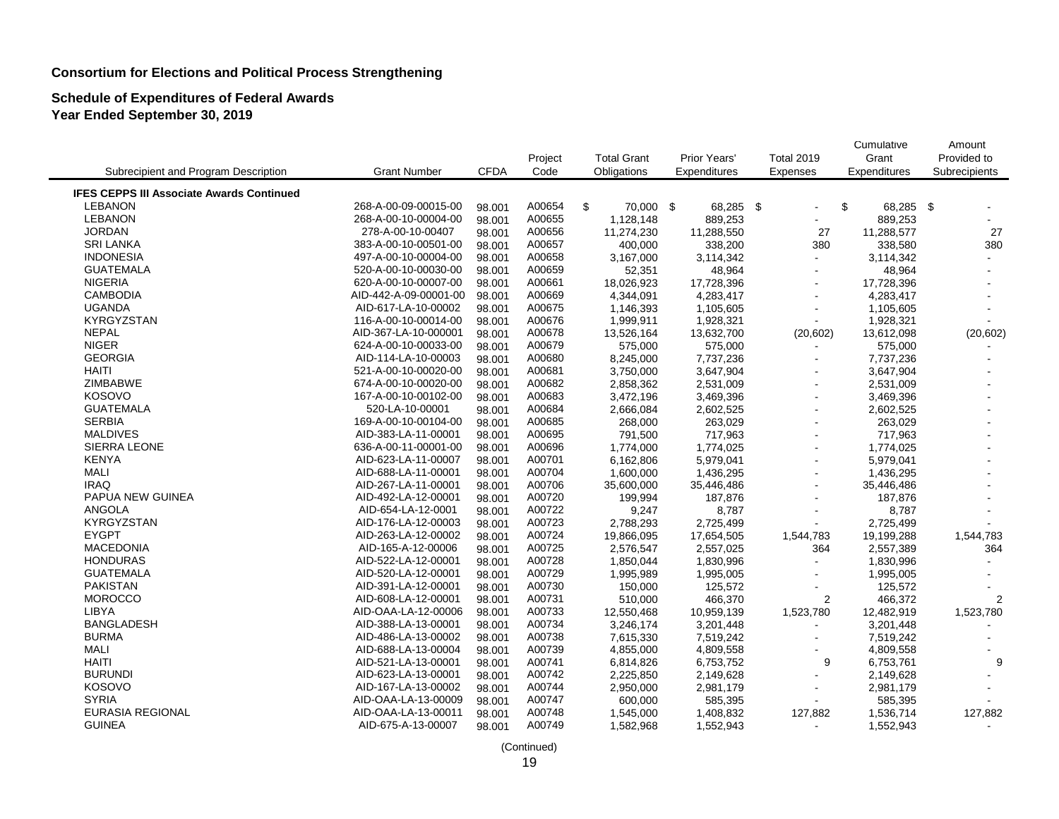**Consortium for Elections and Political Process Strengthening**

**Schedule of Expenditures of Federal Awards**
**Year Ended September 30, 2019**

| Subrecipient and Program Description | Grant Number | CFDA | Project Code | Total Grant Obligations | Prior Years' Expenditures | Total 2019 Expenses | Cumulative Grant Expenditures | Amount Provided to Subrecipients |
|---|---|---|---|---|---|---|---|---|
| **IFES CEPPS III Associate Awards Continued** | | | | | | | | |
| LEBANON | 268-A-00-09-00015-00 | 98.001 | A00654 | $ 70,000 | $ 68,285 | $ - | $ 68,285 | $ - |
| LEBANON | 268-A-00-10-00004-00 | 98.001 | A00655 | 1,128,148 | 889,253 | - | 889,253 | - |
| JORDAN | 278-A-00-10-00407 | 98.001 | A00656 | 11,274,230 | 11,288,550 | 27 | 11,288,577 | 27 |
| SRI LANKA | 383-A-00-10-00501-00 | 98.001 | A00657 | 400,000 | 338,200 | 380 | 338,580 | 380 |
| INDONESIA | 497-A-00-10-00004-00 | 98.001 | A00658 | 3,167,000 | 3,114,342 | - | 3,114,342 | - |
| GUATEMALA | 520-A-00-10-00030-00 | 98.001 | A00659 | 52,351 | 48,964 | - | 48,964 | - |
| NIGERIA | 620-A-00-10-00007-00 | 98.001 | A00661 | 18,026,923 | 17,728,396 | - | 17,728,396 | - |
| CAMBODIA | AID-442-A-09-00001-00 | 98.001 | A00669 | 4,344,091 | 4,283,417 | - | 4,283,417 | - |
| UGANDA | AID-617-LA-10-00002 | 98.001 | A00675 | 1,146,393 | 1,105,605 | - | 1,105,605 | - |
| KYRGYZSTAN | 116-A-00-10-00014-00 | 98.001 | A00676 | 1,999,911 | 1,928,321 | - | 1,928,321 | - |
| NEPAL | AID-367-LA-10-000001 | 98.001 | A00678 | 13,526,164 | 13,632,700 | (20,602) | 13,612,098 | (20,602) |
| NIGER | 624-A-00-10-00033-00 | 98.001 | A00679 | 575,000 | 575,000 | - | 575,000 | - |
| GEORGIA | AID-114-LA-10-00003 | 98.001 | A00680 | 8,245,000 | 7,737,236 | - | 7,737,236 | - |
| HAITI | 521-A-00-10-00020-00 | 98.001 | A00681 | 3,750,000 | 3,647,904 | - | 3,647,904 | - |
| ZIMBABWE | 674-A-00-10-00020-00 | 98.001 | A00682 | 2,858,362 | 2,531,009 | - | 2,531,009 | - |
| KOSOVO | 167-A-00-10-00102-00 | 98.001 | A00683 | 3,472,196 | 3,469,396 | - | 3,469,396 | - |
| GUATEMALA | 520-LA-10-00001 | 98.001 | A00684 | 2,666,084 | 2,602,525 | - | 2,602,525 | - |
| SERBIA | 169-A-00-10-00104-00 | 98.001 | A00685 | 268,000 | 263,029 | - | 263,029 | - |
| MALDIVES | AID-383-LA-11-00001 | 98.001 | A00695 | 791,500 | 717,963 | - | 717,963 | - |
| SIERRA LEONE | 636-A-00-11-00001-00 | 98.001 | A00696 | 1,774,000 | 1,774,025 | - | 1,774,025 | - |
| KENYA | AID-623-LA-11-00007 | 98.001 | A00701 | 6,162,806 | 5,979,041 | - | 5,979,041 | - |
| MALI | AID-688-LA-11-00001 | 98.001 | A00704 | 1,600,000 | 1,436,295 | - | 1,436,295 | - |
| IRAQ | AID-267-LA-11-00001 | 98.001 | A00706 | 35,600,000 | 35,446,486 | - | 35,446,486 | - |
| PAPUA NEW GUINEA | AID-492-LA-12-00001 | 98.001 | A00720 | 199,994 | 187,876 | - | 187,876 | - |
| ANGOLA | AID-654-LA-12-0001 | 98.001 | A00722 | 9,247 | 8,787 | - | 8,787 | - |
| KYRGYZSTAN | AID-176-LA-12-00003 | 98.001 | A00723 | 2,788,293 | 2,725,499 | - | 2,725,499 | - |
| EYGPT | AID-263-LA-12-00002 | 98.001 | A00724 | 19,866,095 | 17,654,505 | 1,544,783 | 19,199,288 | 1,544,783 |
| MACEDONIA | AID-165-A-12-00006 | 98.001 | A00725 | 2,576,547 | 2,557,025 | 364 | 2,557,389 | 364 |
| HONDURAS | AID-522-LA-12-00001 | 98.001 | A00728 | 1,850,044 | 1,830,996 | - | 1,830,996 | - |
| GUATEMALA | AID-520-LA-12-00001 | 98.001 | A00729 | 1,995,989 | 1,995,005 | - | 1,995,005 | - |
| PAKISTAN | AID-391-LA-12-00001 | 98.001 | A00730 | 150,000 | 125,572 | - | 125,572 | - |
| MOROCCO | AID-608-LA-12-00001 | 98.001 | A00731 | 510,000 | 466,370 | 2 | 466,372 | 2 |
| LIBYA | AID-OAA-LA-12-00006 | 98.001 | A00733 | 12,550,468 | 10,959,139 | 1,523,780 | 12,482,919 | 1,523,780 |
| BANGLADESH | AID-388-LA-13-00001 | 98.001 | A00734 | 3,246,174 | 3,201,448 | - | 3,201,448 | - |
| BURMA | AID-486-LA-13-00002 | 98.001 | A00738 | 7,615,330 | 7,519,242 | - | 7,519,242 | - |
| MALI | AID-688-LA-13-00004 | 98.001 | A00739 | 4,855,000 | 4,809,558 | - | 4,809,558 | - |
| HAITI | AID-521-LA-13-00001 | 98.001 | A00741 | 6,814,826 | 6,753,752 | 9 | 6,753,761 | 9 |
| BURUNDI | AID-623-LA-13-00001 | 98.001 | A00742 | 2,225,850 | 2,149,628 | - | 2,149,628 | - |
| KOSOVO | AID-167-LA-13-00002 | 98.001 | A00744 | 2,950,000 | 2,981,179 | - | 2,981,179 | - |
| SYRIA | AID-OAA-LA-13-00009 | 98.001 | A00747 | 600,000 | 585,395 | - | 585,395 | - |
| EURASIA REGIONAL | AID-OAA-LA-13-00011 | 98.001 | A00748 | 1,545,000 | 1,408,832 | 127,882 | 1,536,714 | 127,882 |
| GUINEA | AID-675-A-13-00007 | 98.001 | A00749 | 1,582,968 | 1,552,943 | - | 1,552,943 | - |

(Continued)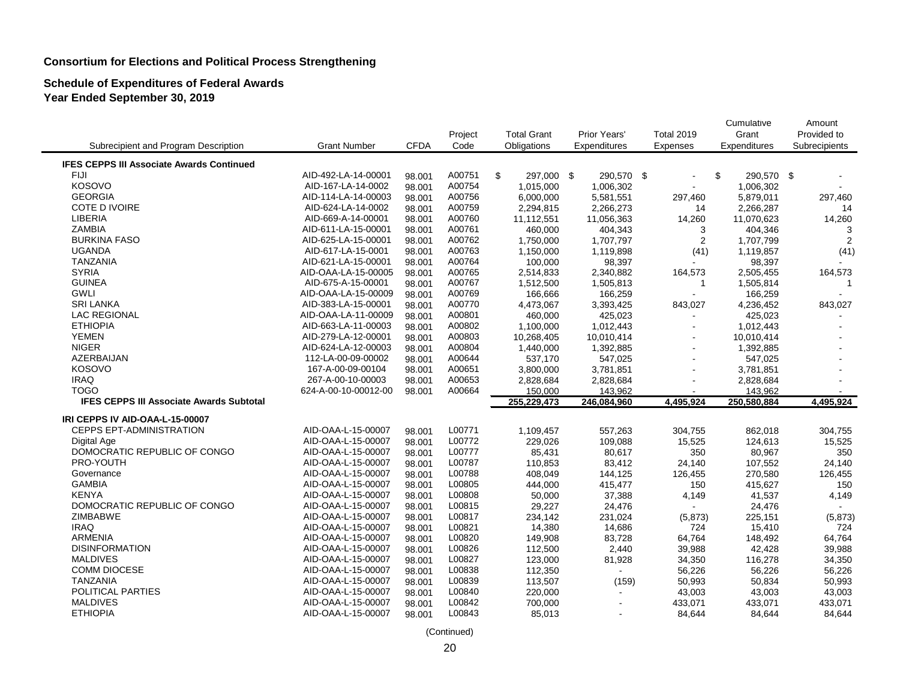**Consortium for Elections and Political Process Strengthening**

**Schedule of Expenditures of Federal Awards**
**Year Ended September 30, 2019**

| Subrecipient and Program Description | Grant Number | CFDA | Project Code | Total Grant Obligations | Prior Years' Expenditures | Total 2019 Expenses | Cumulative Grant Expenditures | Amount Provided to Subrecipients |
|---|---|---|---|---|---|---|---|---|
| **IFES CEPPS III Associate Awards Continued** | | | | | | | | |
| FIJI | AID-492-LA-14-00001 | 98.001 | A00751 | $ 297,000 | $ 290,570 | $ - | $ 290,570 | $ - |
| KOSOVO | AID-167-LA-14-0002 | 98.001 | A00754 | 1,015,000 | 1,006,302 | - | 1,006,302 | - |
| GEORGIA | AID-114-LA-14-00003 | 98.001 | A00756 | 6,000,000 | 5,581,551 | 297,460 | 5,879,011 | 297,460 |
| COTE D IVOIRE | AID-624-LA-14-0002 | 98.001 | A00759 | 2,294,815 | 2,266,273 | 14 | 2,266,287 | 14 |
| LIBERIA | AID-669-A-14-00001 | 98.001 | A00760 | 11,112,551 | 11,056,363 | 14,260 | 11,070,623 | 14,260 |
| ZAMBIA | AID-611-LA-15-00001 | 98.001 | A00761 | 460,000 | 404,343 | 3 | 404,346 | 3 |
| BURKINA FASO | AID-625-LA-15-00001 | 98.001 | A00762 | 1,750,000 | 1,707,797 | 2 | 1,707,799 | 2 |
| UGANDA | AID-617-LA-15-0001 | 98.001 | A00763 | 1,150,000 | 1,119,898 | (41) | 1,119,857 | (41) |
| TANZANIA | AID-621-LA-15-00001 | 98.001 | A00764 | 100,000 | 98,397 | - | 98,397 | - |
| SYRIA | AID-OAA-LA-15-00005 | 98.001 | A00765 | 2,514,833 | 2,340,882 | 164,573 | 2,505,455 | 164,573 |
| GUINEA | AID-675-A-15-00001 | 98.001 | A00767 | 1,512,500 | 1,505,813 | 1 | 1,505,814 | 1 |
| GWLI | AID-OAA-LA-15-00009 | 98.001 | A00769 | 166,666 | 166,259 | - | 166,259 | - |
| SRI LANKA | AID-383-LA-15-00001 | 98.001 | A00770 | 4,473,067 | 3,393,425 | 843,027 | 4,236,452 | 843,027 |
| LAC REGIONAL | AID-OAA-LA-11-00009 | 98.001 | A00801 | 460,000 | 425,023 | - | 425,023 | - |
| ETHIOPIA | AID-663-LA-11-00003 | 98.001 | A00802 | 1,100,000 | 1,012,443 | - | 1,012,443 | - |
| YEMEN | AID-279-LA-12-00001 | 98.001 | A00803 | 10,268,405 | 10,010,414 | - | 10,010,414 | - |
| NIGER | AID-624-LA-12-00003 | 98.001 | A00804 | 1,440,000 | 1,392,885 | - | 1,392,885 | - |
| AZERBAIJAN | 112-LA-00-09-00002 | 98.001 | A00644 | 537,170 | 547,025 | - | 547,025 | - |
| KOSOVO | 167-A-00-09-00104 | 98.001 | A00651 | 3,800,000 | 3,781,851 | - | 3,781,851 | - |
| IRAQ | 267-A-00-10-00003 | 98.001 | A00653 | 2,828,684 | 2,828,684 | - | 2,828,684 | - |
| TOGO | 624-A-00-10-00012-00 | 98.001 | A00664 | 150,000 | 143,962 | - | 143,962 | - |
| **IFES CEPPS III Associate Awards Subtotal** | | | | **255,229,473** | **246,084,960** | **4,495,924** | **250,580,884** | **4,495,924** |
| **IRI CEPPS IV AID-OAA-L-15-00007** | | | | | | | | |
| CEPPS EPT-ADMINISTRATION | AID-OAA-L-15-00007 | 98.001 | L00771 | 1,109,457 | 557,263 | 304,755 | 862,018 | 304,755 |
| Digital Age | AID-OAA-L-15-00007 | 98.001 | L00772 | 229,026 | 109,088 | 15,525 | 124,613 | 15,525 |
| DOMOCRATIC REPUBLIC OF CONGO | AID-OAA-L-15-00007 | 98.001 | L00777 | 85,431 | 80,617 | 350 | 80,967 | 350 |
| PRO-YOUTH | AID-OAA-L-15-00007 | 98.001 | L00787 | 110,853 | 83,412 | 24,140 | 107,552 | 24,140 |
| Governance | AID-OAA-L-15-00007 | 98.001 | L00788 | 408,049 | 144,125 | 126,455 | 270,580 | 126,455 |
| GAMBIA | AID-OAA-L-15-00007 | 98.001 | L00805 | 444,000 | 415,477 | 150 | 415,627 | 150 |
| KENYA | AID-OAA-L-15-00007 | 98.001 | L00808 | 50,000 | 37,388 | 4,149 | 41,537 | 4,149 |
| DOMOCRATIC REPUBLIC OF CONGO | AID-OAA-L-15-00007 | 98.001 | L00815 | 29,227 | 24,476 | - | 24,476 | - |
| ZIMBABWE | AID-OAA-L-15-00007 | 98.001 | L00817 | 234,142 | 231,024 | (5,873) | 225,151 | (5,873) |
| IRAQ | AID-OAA-L-15-00007 | 98.001 | L00821 | 14,380 | 14,686 | 724 | 15,410 | 724 |
| ARMENIA | AID-OAA-L-15-00007 | 98.001 | L00820 | 149,908 | 83,728 | 64,764 | 148,492 | 64,764 |
| DISINFORMATION | AID-OAA-L-15-00007 | 98.001 | L00826 | 112,500 | 2,440 | 39,988 | 42,428 | 39,988 |
| MALDIVES | AID-OAA-L-15-00007 | 98.001 | L00827 | 123,000 | 81,928 | 34,350 | 116,278 | 34,350 |
| COMM DIOCESE | AID-OAA-L-15-00007 | 98.001 | L00838 | 112,350 | - | 56,226 | 56,226 | 56,226 |
| TANZANIA | AID-OAA-L-15-00007 | 98.001 | L00839 | 113,507 | (159) | 50,993 | 50,834 | 50,993 |
| POLITICAL PARTIES | AID-OAA-L-15-00007 | 98.001 | L00840 | 220,000 | - | 43,003 | 43,003 | 43,003 |
| MALDIVES | AID-OAA-L-15-00007 | 98.001 | L00842 | 700,000 | - | 433,071 | 433,071 | 433,071 |
| ETHIOPIA | AID-OAA-L-15-00007 | 98.001 | L00843 | 85,013 | - | 84,644 | 84,644 | 84,644 |

(Continued)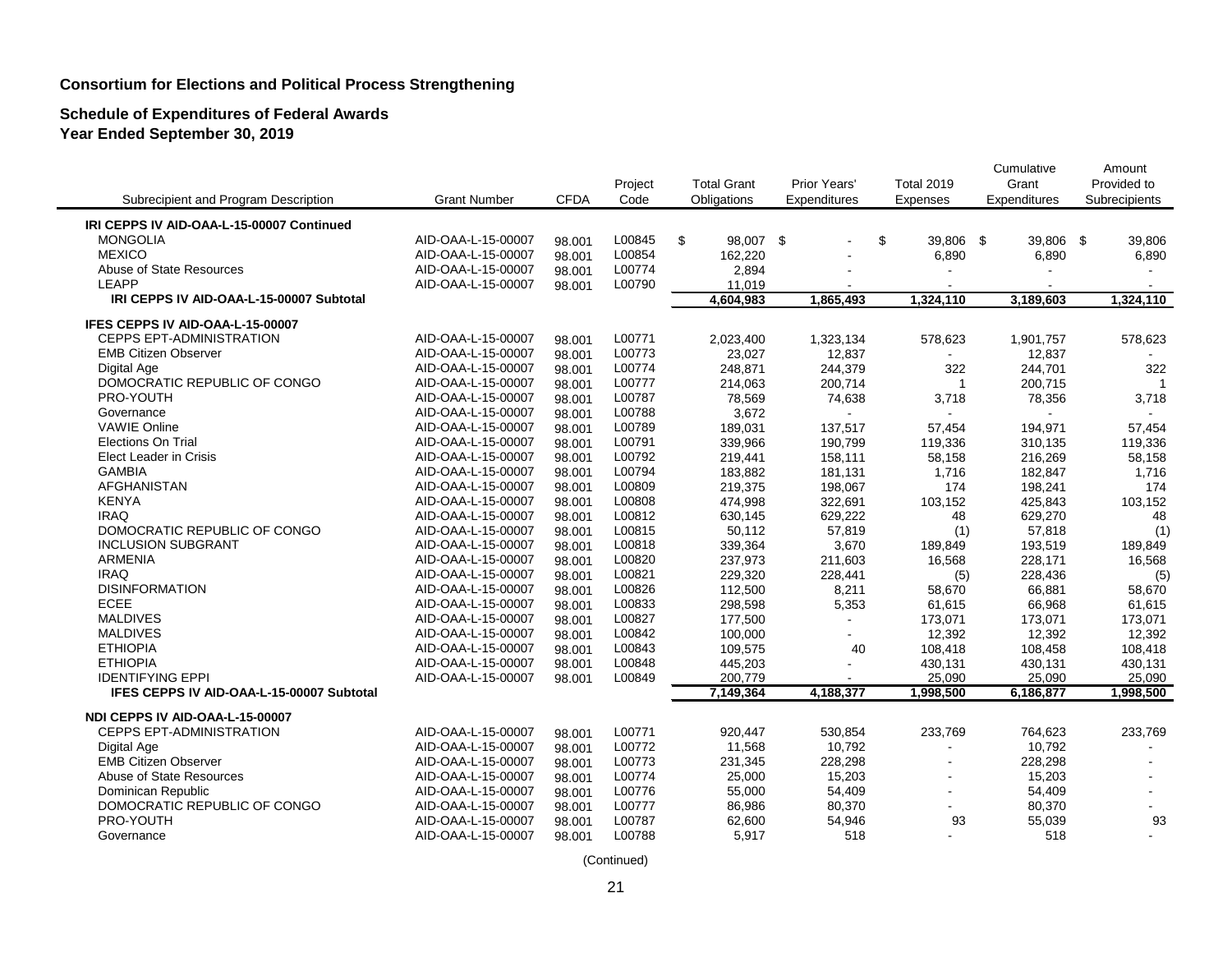**Consortium for Elections and Political Process Strengthening**

**Schedule of Expenditures of Federal Awards**
**Year Ended September 30, 2019**

| Subrecipient and Program Description | Grant Number | CFDA | Project Code | Total Grant Obligations | Prior Years' Expenditures | Total 2019 Expenses | Cumulative Grant Expenditures | Amount Provided to Subrecipients |
|---|---|---|---|---|---|---|---|---|
| **IRI CEPPS IV AID-OAA-L-15-00007 Continued** | | | | | | | | |
| MONGOLIA | AID-OAA-L-15-00007 | 98.001 | L00845 | $ 98,007 | $ - | $ 39,806 | $ 39,806 | $ 39,806 |
| MEXICO | AID-OAA-L-15-00007 | 98.001 | L00854 | 162,220 | - | 6,890 | 6,890 | 6,890 |
| Abuse of State Resources | AID-OAA-L-15-00007 | 98.001 | L00774 | 2,894 | - | - | - | - |
| LEAPP | AID-OAA-L-15-00007 | 98.001 | L00790 | 11,019 | - | - | - | - |
| **IRI CEPPS IV AID-OAA-L-15-00007 Subtotal** | | | | **4,604,983** | **1,865,493** | **1,324,110** | **3,189,603** | **1,324,110** |
| **IFES CEPPS IV AID-OAA-L-15-00007** | | | | | | | | |
| CEPPS EPT-ADMINISTRATION | AID-OAA-L-15-00007 | 98.001 | L00771 | 2,023,400 | 1,323,134 | 578,623 | 1,901,757 | 578,623 |
| EMB Citizen Observer | AID-OAA-L-15-00007 | 98.001 | L00773 | 23,027 | 12,837 | - | 12,837 | - |
| Digital Age | AID-OAA-L-15-00007 | 98.001 | L00774 | 248,871 | 244,379 | 322 | 244,701 | 322 |
| DOMOCRATIC REPUBLIC OF CONGO | AID-OAA-L-15-00007 | 98.001 | L00777 | 214,063 | 200,714 | 1 | 200,715 | 1 |
| PRO-YOUTH | AID-OAA-L-15-00007 | 98.001 | L00787 | 78,569 | 74,638 | 3,718 | 78,356 | 3,718 |
| Governance | AID-OAA-L-15-00007 | 98.001 | L00788 | 3,672 | - | - | - | - |
| VAWIE Online | AID-OAA-L-15-00007 | 98.001 | L00789 | 189,031 | 137,517 | 57,454 | 194,971 | 57,454 |
| Elections On Trial | AID-OAA-L-15-00007 | 98.001 | L00791 | 339,966 | 190,799 | 119,336 | 310,135 | 119,336 |
| Elect Leader in Crisis | AID-OAA-L-15-00007 | 98.001 | L00792 | 219,441 | 158,111 | 58,158 | 216,269 | 58,158 |
| GAMBIA | AID-OAA-L-15-00007 | 98.001 | L00794 | 183,882 | 181,131 | 1,716 | 182,847 | 1,716 |
| AFGHANISTAN | AID-OAA-L-15-00007 | 98.001 | L00809 | 219,375 | 198,067 | 174 | 198,241 | 174 |
| KENYA | AID-OAA-L-15-00007 | 98.001 | L00808 | 474,998 | 322,691 | 103,152 | 425,843 | 103,152 |
| IRAQ | AID-OAA-L-15-00007 | 98.001 | L00812 | 630,145 | 629,222 | 48 | 629,270 | 48 |
| DOMOCRATIC REPUBLIC OF CONGO | AID-OAA-L-15-00007 | 98.001 | L00815 | 50,112 | 57,819 | (1) | 57,818 | (1) |
| INCLUSION SUBGRANT | AID-OAA-L-15-00007 | 98.001 | L00818 | 339,364 | 3,670 | 189,849 | 193,519 | 189,849 |
| ARMENIA | AID-OAA-L-15-00007 | 98.001 | L00820 | 237,973 | 211,603 | 16,568 | 228,171 | 16,568 |
| IRAQ | AID-OAA-L-15-00007 | 98.001 | L00821 | 229,320 | 228,441 | (5) | 228,436 | (5) |
| DISINFORMATION | AID-OAA-L-15-00007 | 98.001 | L00826 | 112,500 | 8,211 | 58,670 | 66,881 | 58,670 |
| ECEE | AID-OAA-L-15-00007 | 98.001 | L00833 | 298,598 | 5,353 | 61,615 | 66,968 | 61,615 |
| MALDIVES | AID-OAA-L-15-00007 | 98.001 | L00827 | 177,500 | - | 173,071 | 173,071 | 173,071 |
| MALDIVES | AID-OAA-L-15-00007 | 98.001 | L00842 | 100,000 | - | 12,392 | 12,392 | 12,392 |
| ETHIOPIA | AID-OAA-L-15-00007 | 98.001 | L00843 | 109,575 | 40 | 108,418 | 108,458 | 108,418 |
| ETHIOPIA | AID-OAA-L-15-00007 | 98.001 | L00848 | 445,203 | - | 430,131 | 430,131 | 430,131 |
| IDENTIFYING EPPI | AID-OAA-L-15-00007 | 98.001 | L00849 | 200,779 | - | 25,090 | 25,090 | 25,090 |
| **IFES CEPPS IV AID-OAA-L-15-00007 Subtotal** | | | | **7,149,364** | **4,188,377** | **1,998,500** | **6,186,877** | **1,998,500** |
| **NDI CEPPS IV AID-OAA-L-15-00007** | | | | | | | | |
| CEPPS EPT-ADMINISTRATION | AID-OAA-L-15-00007 | 98.001 | L00771 | 920,447 | 530,854 | 233,769 | 764,623 | 233,769 |
| Digital Age | AID-OAA-L-15-00007 | 98.001 | L00772 | 11,568 | 10,792 | - | 10,792 | - |
| EMB Citizen Observer | AID-OAA-L-15-00007 | 98.001 | L00773 | 231,345 | 228,298 | - | 228,298 | - |
| Abuse of State Resources | AID-OAA-L-15-00007 | 98.001 | L00774 | 25,000 | 15,203 | - | 15,203 | - |
| Dominican Republic | AID-OAA-L-15-00007 | 98.001 | L00776 | 55,000 | 54,409 | - | 54,409 | - |
| DOMOCRATIC REPUBLIC OF CONGO | AID-OAA-L-15-00007 | 98.001 | L00777 | 86,986 | 80,370 | - | 80,370 | - |
| PRO-YOUTH | AID-OAA-L-15-00007 | 98.001 | L00787 | 62,600 | 54,946 | 93 | 55,039 | 93 |
| Governance | AID-OAA-L-15-00007 | 98.001 | L00788 | 5,917 | 518 | - | 518 | - |

(Continued)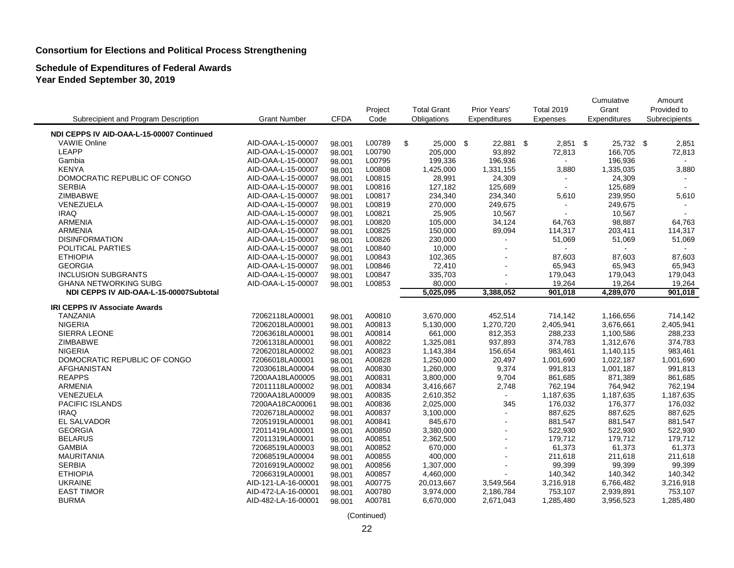**Consortium for Elections and Political Process Strengthening**

**Schedule of Expenditures of Federal Awards**
**Year Ended September 30, 2019**

| Subrecipient and Program Description | Grant Number | CFDA | Project Code | Total Grant Obligations | Prior Years' Expenditures | Total 2019 Expenses | Cumulative Grant Expenditures | Amount Provided to Subrecipients |
|---|---|---|---|---|---|---|---|---|
| **NDI CEPPS IV AID-OAA-L-15-00007 Continued** | | | | | | | | |
| VAWIE Online | AID-OAA-L-15-00007 | 98.001 | L00789 | $ 25,000 | $ 22,881 | $ 2,851 | $ 25,732 | $ 2,851 |
| LEAPP | AID-OAA-L-15-00007 | 98.001 | L00790 | 205,000 | 93,892 | 72,813 | 166,705 | 72,813 |
| Gambia | AID-OAA-L-15-00007 | 98.001 | L00795 | 199,336 | 196,936 | - | 196,936 | - |
| KENYA | AID-OAA-L-15-00007 | 98.001 | L00808 | 1,425,000 | 1,331,155 | 3,880 | 1,335,035 | 3,880 |
| DOMOCRATIC REPUBLIC OF CONGO | AID-OAA-L-15-00007 | 98.001 | L00815 | 28,991 | 24,309 | - | 24,309 | - |
| SERBIA | AID-OAA-L-15-00007 | 98.001 | L00816 | 127,182 | 125,689 | - | 125,689 | - |
| ZIMBABWE | AID-OAA-L-15-00007 | 98.001 | L00817 | 234,340 | 234,340 | 5,610 | 239,950 | 5,610 |
| VENEZUELA | AID-OAA-L-15-00007 | 98.001 | L00819 | 270,000 | 249,675 | - | 249,675 | - |
| IRAQ | AID-OAA-L-15-00007 | 98.001 | L00821 | 25,905 | 10,567 | - | 10,567 | - |
| ARMENIA | AID-OAA-L-15-00007 | 98.001 | L00820 | 105,000 | 34,124 | 64,763 | 98,887 | 64,763 |
| ARMENIA | AID-OAA-L-15-00007 | 98.001 | L00825 | 150,000 | 89,094 | 114,317 | 203,411 | 114,317 |
| DISINFORMATION | AID-OAA-L-15-00007 | 98.001 | L00826 | 230,000 | - | 51,069 | 51,069 | 51,069 |
| POLITICAL PARTIES | AID-OAA-L-15-00007 | 98.001 | L00840 | 10,000 | - | - | - | - |
| ETHIOPIA | AID-OAA-L-15-00007 | 98.001 | L00843 | 102,365 | - | 87,603 | 87,603 | 87,603 |
| GEORGIA | AID-OAA-L-15-00007 | 98.001 | L00846 | 72,410 | - | 65,943 | 65,943 | 65,943 |
| INCLUSION SUBGRANTS | AID-OAA-L-15-00007 | 98.001 | L00847 | 335,703 | - | 179,043 | 179,043 | 179,043 |
| GHANA NETWORKING SUBG | AID-OAA-L-15-00007 | 98.001 | L00853 | 80,000 | - | 19,264 | 19,264 | 19,264 |
| **NDI CEPPS IV AID-OAA-L-15-00007Subtotal** | | | | **5,025,095** | **3,388,052** | **901,018** | **4,289,070** | **901,018** |
| **IRI CEPPS IV Associate Awards** | | | | | | | | |
| TANZANIA | 72062118LA00001 | 98.001 | A00810 | 3,670,000 | 452,514 | 714,142 | 1,166,656 | 714,142 |
| NIGERIA | 72062018LA00001 | 98.001 | A00813 | 5,130,000 | 1,270,720 | 2,405,941 | 3,676,661 | 2,405,941 |
| SIERRA LEONE | 72063618LA00001 | 98.001 | A00814 | 661,000 | 812,353 | 288,233 | 1,100,586 | 288,233 |
| ZIMBABWE | 72061318LA00001 | 98.001 | A00822 | 1,325,081 | 937,893 | 374,783 | 1,312,676 | 374,783 |
| NIGERIA | 72062018LA00002 | 98.001 | A00823 | 1,143,384 | 156,654 | 983,461 | 1,140,115 | 983,461 |
| DOMOCRATIC REPUBLIC OF CONGO | 72066018LA00001 | 98.001 | A00828 | 1,250,000 | 20,497 | 1,001,690 | 1,022,187 | 1,001,690 |
| AFGHANISTAN | 72030618LA00004 | 98.001 | A00830 | 1,260,000 | 9,374 | 991,813 | 1,001,187 | 991,813 |
| REAPPS | 7200AA18LA00005 | 98.001 | A00831 | 3,800,000 | 9,704 | 861,685 | 871,389 | 861,685 |
| ARMENIA | 72011118LA00002 | 98.001 | A00834 | 3,416,667 | 2,748 | 762,194 | 764,942 | 762,194 |
| VENEZUELA | 7200AA18LA00009 | 98.001 | A00835 | 2,610,352 | - | 1,187,635 | 1,187,635 | 1,187,635 |
| PACIFIC ISLANDS | 7200AA18CA00061 | 98.001 | A00836 | 2,025,000 | 345 | 176,032 | 176,377 | 176,032 |
| IRAQ | 72026718LA00002 | 98.001 | A00837 | 3,100,000 | - | 887,625 | 887,625 | 887,625 |
| EL SALVADOR | 72051919LA00001 | 98.001 | A00841 | 845,670 | - | 881,547 | 881,547 | 881,547 |
| GEORGIA | 72011419LA00001 | 98.001 | A00850 | 3,380,000 | - | 522,930 | 522,930 | 522,930 |
| BELARUS | 72011319LA00001 | 98.001 | A00851 | 2,362,500 | - | 179,712 | 179,712 | 179,712 |
| GAMBIA | 72068519LA00003 | 98.001 | A00852 | 670,000 | - | 61,373 | 61,373 | 61,373 |
| MAURITANIA | 72068519LA00004 | 98.001 | A00855 | 400,000 | - | 211,618 | 211,618 | 211,618 |
| SERBIA | 72016919LA00002 | 98.001 | A00856 | 1,307,000 | - | 99,399 | 99,399 | 99,399 |
| ETHIOPIA | 72066319LA00001 | 98.001 | A00857 | 4,460,000 | - | 140,342 | 140,342 | 140,342 |
| UKRAINE | AID-121-LA-16-00001 | 98.001 | A00775 | 20,013,667 | 3,549,564 | 3,216,918 | 6,766,482 | 3,216,918 |
| EAST TIMOR | AID-472-LA-16-00001 | 98.001 | A00780 | 3,974,000 | 2,186,784 | 753,107 | 2,939,891 | 753,107 |
| BURMA | AID-482-LA-16-00001 | 98.001 | A00781 | 6,670,000 | 2,671,043 | 1,285,480 | 3,956,523 | 1,285,480 |

(Continued)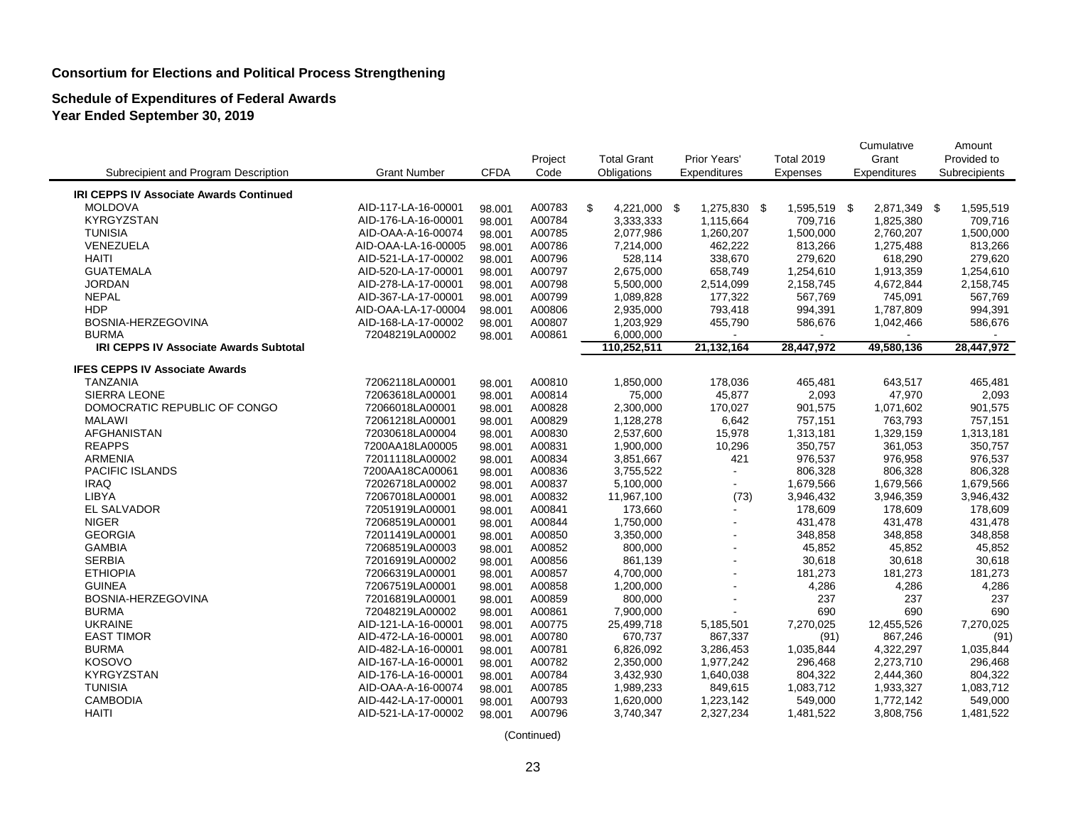**Consortium for Elections and Political Process Strengthening**

**Schedule of Expenditures of Federal Awards**
**Year Ended September 30, 2019**

| Subrecipient and Program Description | Grant Number | CFDA | Project Code | Total Grant Obligations | Prior Years' Expenditures | Total 2019 Expenses | Cumulative Grant Expenditures | Amount Provided to Subrecipients |
|---|---|---|---|---|---|---|---|---|
| **IRI CEPPS IV Associate Awards Continued** | | | | | | | | |
| MOLDOVA | AID-117-LA-16-00001 | 98.001 | A00783 | $ 4,221,000 | $ 1,275,830 | $ 1,595,519 | $ 2,871,349 | $ 1,595,519 |
| KYRGYZSTAN | AID-176-LA-16-00001 | 98.001 | A00784 | 3,333,333 | 1,115,664 | 709,716 | 1,825,380 | 709,716 |
| TUNISIA | AID-OAA-A-16-00074 | 98.001 | A00785 | 2,077,986 | 1,260,207 | 1,500,000 | 2,760,207 | 1,500,000 |
| VENEZUELA | AID-OAA-LA-16-00005 | 98.001 | A00786 | 7,214,000 | 462,222 | 813,266 | 1,275,488 | 813,266 |
| HAITI | AID-521-LA-17-00002 | 98.001 | A00796 | 528,114 | 338,670 | 279,620 | 618,290 | 279,620 |
| GUATEMALA | AID-520-LA-17-00001 | 98.001 | A00797 | 2,675,000 | 658,749 | 1,254,610 | 1,913,359 | 1,254,610 |
| JORDAN | AID-278-LA-17-00001 | 98.001 | A00798 | 5,500,000 | 2,514,099 | 2,158,745 | 4,672,844 | 2,158,745 |
| NEPAL | AID-367-LA-17-00001 | 98.001 | A00799 | 1,089,828 | 177,322 | 567,769 | 745,091 | 567,769 |
| HDP | AID-OAA-LA-17-00004 | 98.001 | A00806 | 2,935,000 | 793,418 | 994,391 | 1,787,809 | 994,391 |
| BOSNIA-HERZEGOVINA | AID-168-LA-17-00002 | 98.001 | A00807 | 1,203,929 | 455,790 | 586,676 | 1,042,466 | 586,676 |
| BURMA | 72048219LA00002 | 98.001 | A00861 | 6,000,000 | - | - | - | - |
| **IRI CEPPS IV Associate Awards Subtotal** | | | | 110,252,511 | 21,132,164 | 28,447,972 | 49,580,136 | 28,447,972 |
| **IFES CEPPS IV Associate Awards** | | | | | | | | |
| TANZANIA | 72062118LA00001 | 98.001 | A00810 | 1,850,000 | 178,036 | 465,481 | 643,517 | 465,481 |
| SIERRA LEONE | 72063618LA00001 | 98.001 | A00814 | 75,000 | 45,877 | 2,093 | 47,970 | 2,093 |
| DOMOCRATIC REPUBLIC OF CONGO | 72066018LA00001 | 98.001 | A00828 | 2,300,000 | 170,027 | 901,575 | 1,071,602 | 901,575 |
| MALAWI | 72061218LA00001 | 98.001 | A00829 | 1,128,278 | 6,642 | 757,151 | 763,793 | 757,151 |
| AFGHANISTAN | 72030618LA00004 | 98.001 | A00830 | 2,537,600 | 15,978 | 1,313,181 | 1,329,159 | 1,313,181 |
| REAPPS | 7200AA18LA00005 | 98.001 | A00831 | 1,900,000 | 10,296 | 350,757 | 361,053 | 350,757 |
| ARMENIA | 72011118LA00002 | 98.001 | A00834 | 3,851,667 | 421 | 976,537 | 976,958 | 976,537 |
| PACIFIC ISLANDS | 7200AA18CA00061 | 98.001 | A00836 | 3,755,522 | - | 806,328 | 806,328 | 806,328 |
| IRAQ | 72026718LA00002 | 98.001 | A00837 | 5,100,000 | - | 1,679,566 | 1,679,566 | 1,679,566 |
| LIBYA | 72067018LA00001 | 98.001 | A00832 | 11,967,100 | (73) | 3,946,432 | 3,946,359 | 3,946,432 |
| EL SALVADOR | 72051919LA00001 | 98.001 | A00841 | 173,660 | - | 178,609 | 178,609 | 178,609 |
| NIGER | 72068519LA00001 | 98.001 | A00844 | 1,750,000 | - | 431,478 | 431,478 | 431,478 |
| GEORGIA | 72011419LA00001 | 98.001 | A00850 | 3,350,000 | - | 348,858 | 348,858 | 348,858 |
| GAMBIA | 72068519LA00003 | 98.001 | A00852 | 800,000 | - | 45,852 | 45,852 | 45,852 |
| SERBIA | 72016919LA00002 | 98.001 | A00856 | 861,139 | - | 30,618 | 30,618 | 30,618 |
| ETHIOPIA | 72066319LA00001 | 98.001 | A00857 | 4,700,000 | - | 181,273 | 181,273 | 181,273 |
| GUINEA | 72067519LA00001 | 98.001 | A00858 | 1,200,000 | - | 4,286 | 4,286 | 4,286 |
| BOSNIA-HERZEGOVINA | 72016819LA00001 | 98.001 | A00859 | 800,000 | - | 237 | 237 | 237 |
| BURMA | 72048219LA00002 | 98.001 | A00861 | 7,900,000 | - | 690 | 690 | 690 |
| UKRAINE | AID-121-LA-16-00001 | 98.001 | A00775 | 25,499,718 | 5,185,501 | 7,270,025 | 12,455,526 | 7,270,025 |
| EAST TIMOR | AID-472-LA-16-00001 | 98.001 | A00780 | 670,737 | 867,337 | (91) | 867,246 | (91) |
| BURMA | AID-482-LA-16-00001 | 98.001 | A00781 | 6,826,092 | 3,286,453 | 1,035,844 | 4,322,297 | 1,035,844 |
| KOSOVO | AID-167-LA-16-00001 | 98.001 | A00782 | 2,350,000 | 1,977,242 | 296,468 | 2,273,710 | 296,468 |
| KYRGYZSTAN | AID-176-LA-16-00001 | 98.001 | A00784 | 3,432,930 | 1,640,038 | 804,322 | 2,444,360 | 804,322 |
| TUNISIA | AID-OAA-A-16-00074 | 98.001 | A00785 | 1,989,233 | 849,615 | 1,083,712 | 1,933,327 | 1,083,712 |
| CAMBODIA | AID-442-LA-17-00001 | 98.001 | A00793 | 1,620,000 | 1,223,142 | 549,000 | 1,772,142 | 549,000 |
| HAITI | AID-521-LA-17-00002 | 98.001 | A00796 | 3,740,347 | 2,327,234 | 1,481,522 | 3,808,756 | 1,481,522 |

(Continued)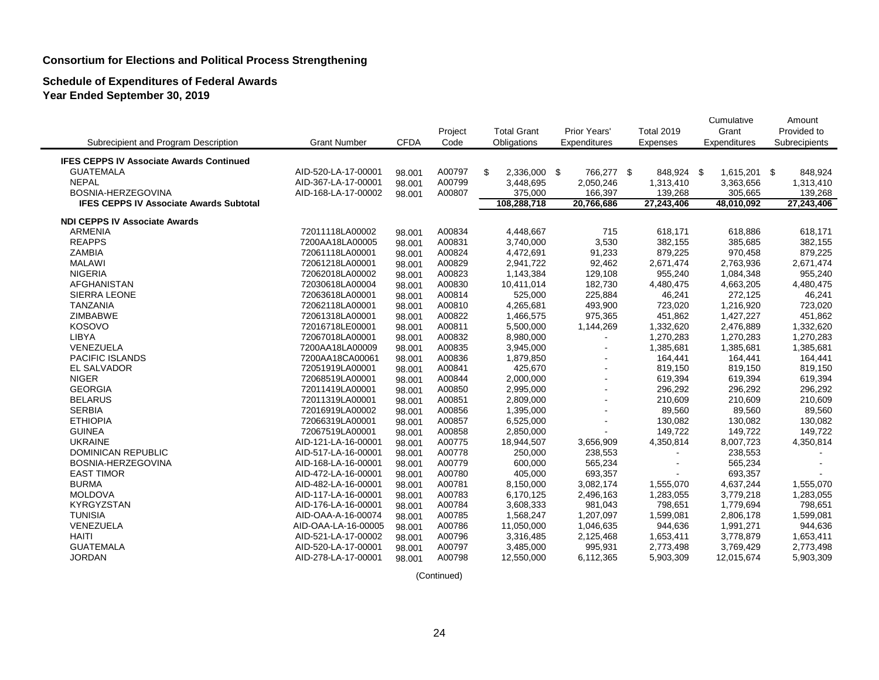**Consortium for Elections and Political Process Strengthening**

**Schedule of Expenditures of Federal Awards**
**Year Ended September 30, 2019**

| Subrecipient and Program Description | Grant Number | CFDA | Project Code | Total Grant Obligations | Prior Years' Expenditures | Total 2019 Expenses | Cumulative Grant Expenditures | Amount Provided to Subrecipients |
|---|---|---|---|---|---|---|---|---|
| **IFES CEPPS IV Associate Awards Continued** | | | | | | | | |
| GUATEMALA | AID-520-LA-17-00001 | 98.001 | A00797 | $ 2,336,000 | $ 766,277 | $ 848,924 | $ 1,615,201 | $ 848,924 |
| NEPAL | AID-367-LA-17-00001 | 98.001 | A00799 | 3,448,695 | 2,050,246 | 1,313,410 | 3,363,656 | 1,313,410 |
| BOSNIA-HERZEGOVINA | AID-168-LA-17-00002 | 98.001 | A00807 | 375,000 | 166,397 | 139,268 | 305,665 | 139,268 |
| **IFES CEPPS IV Associate Awards Subtotal** | | | | **108,288,718** | **20,766,686** | **27,243,406** | **48,010,092** | **27,243,406** |
| **NDI CEPPS IV Associate Awards** | | | | | | | | |
| ARMENIA | 72011118LA00002 | 98.001 | A00834 | 4,448,667 | 715 | 618,171 | 618,886 | 618,171 |
| REAPPS | 7200AA18LA00005 | 98.001 | A00831 | 3,740,000 | 3,530 | 382,155 | 385,685 | 382,155 |
| ZAMBIA | 72061118LA00001 | 98.001 | A00824 | 4,472,691 | 91,233 | 879,225 | 970,458 | 879,225 |
| MALAWI | 72061218LA00001 | 98.001 | A00829 | 2,941,722 | 92,462 | 2,671,474 | 2,763,936 | 2,671,474 |
| NIGERIA | 72062018LA00002 | 98.001 | A00823 | 1,143,384 | 129,108 | 955,240 | 1,084,348 | 955,240 |
| AFGHANISTAN | 72030618LA00004 | 98.001 | A00830 | 10,411,014 | 182,730 | 4,480,475 | 4,663,205 | 4,480,475 |
| SIERRA LEONE | 72063618LA00001 | 98.001 | A00814 | 525,000 | 225,884 | 46,241 | 272,125 | 46,241 |
| TANZANIA | 72062118LA00001 | 98.001 | A00810 | 4,265,681 | 493,900 | 723,020 | 1,216,920 | 723,020 |
| ZIMBABWE | 72061318LA00001 | 98.001 | A00822 | 1,466,575 | 975,365 | 451,862 | 1,427,227 | 451,862 |
| KOSOVO | 72016718LE00001 | 98.001 | A00811 | 5,500,000 | 1,144,269 | 1,332,620 | 2,476,889 | 1,332,620 |
| LIBYA | 72067018LA00001 | 98.001 | A00832 | 8,980,000 | - | 1,270,283 | 1,270,283 | 1,270,283 |
| VENEZUELA | 7200AA18LA00009 | 98.001 | A00835 | 3,945,000 | - | 1,385,681 | 1,385,681 | 1,385,681 |
| PACIFIC ISLANDS | 7200AA18CA00061 | 98.001 | A00836 | 1,879,850 | - | 164,441 | 164,441 | 164,441 |
| EL SALVADOR | 72051919LA00001 | 98.001 | A00841 | 425,670 | - | 819,150 | 819,150 | 819,150 |
| NIGER | 72068519LA00001 | 98.001 | A00844 | 2,000,000 | - | 619,394 | 619,394 | 619,394 |
| GEORGIA | 72011419LA00001 | 98.001 | A00850 | 2,995,000 | - | 296,292 | 296,292 | 296,292 |
| BELARUS | 72011319LA00001 | 98.001 | A00851 | 2,809,000 | - | 210,609 | 210,609 | 210,609 |
| SERBIA | 72016919LA00002 | 98.001 | A00856 | 1,395,000 | - | 89,560 | 89,560 | 89,560 |
| ETHIOPIA | 72066319LA00001 | 98.001 | A00857 | 6,525,000 | - | 130,082 | 130,082 | 130,082 |
| GUINEA | 72067519LA00001 | 98.001 | A00858 | 2,850,000 | - | 149,722 | 149,722 | 149,722 |
| UKRAINE | AID-121-LA-16-00001 | 98.001 | A00775 | 18,944,507 | 3,656,909 | 4,350,814 | 8,007,723 | 4,350,814 |
| DOMINICAN REPUBLIC | AID-517-LA-16-00001 | 98.001 | A00778 | 250,000 | 238,553 | - | 238,553 | - |
| BOSNIA-HERZEGOVINA | AID-168-LA-16-00001 | 98.001 | A00779 | 600,000 | 565,234 | - | 565,234 | - |
| EAST TIMOR | AID-472-LA-16-00001 | 98.001 | A00780 | 405,000 | 693,357 | - | 693,357 | - |
| BURMA | AID-482-LA-16-00001 | 98.001 | A00781 | 8,150,000 | 3,082,174 | 1,555,070 | 4,637,244 | 1,555,070 |
| MOLDOVA | AID-117-LA-16-00001 | 98.001 | A00783 | 6,170,125 | 2,496,163 | 1,283,055 | 3,779,218 | 1,283,055 |
| KYRGYZSTAN | AID-176-LA-16-00001 | 98.001 | A00784 | 3,608,333 | 981,043 | 798,651 | 1,779,694 | 798,651 |
| TUNISIA | AID-OAA-A-16-00074 | 98.001 | A00785 | 1,568,247 | 1,207,097 | 1,599,081 | 2,806,178 | 1,599,081 |
| VENEZUELA | AID-OAA-LA-16-00005 | 98.001 | A00786 | 11,050,000 | 1,046,635 | 944,636 | 1,991,271 | 944,636 |
| HAITI | AID-521-LA-17-00002 | 98.001 | A00796 | 3,316,485 | 2,125,468 | 1,653,411 | 3,778,879 | 1,653,411 |
| GUATEMALA | AID-520-LA-17-00001 | 98.001 | A00797 | 3,485,000 | 995,931 | 2,773,498 | 3,769,429 | 2,773,498 |
| JORDAN | AID-278-LA-17-00001 | 98.001 | A00798 | 12,550,000 | 6,112,365 | 5,903,309 | 12,015,674 | 5,903,309 |

(Continued)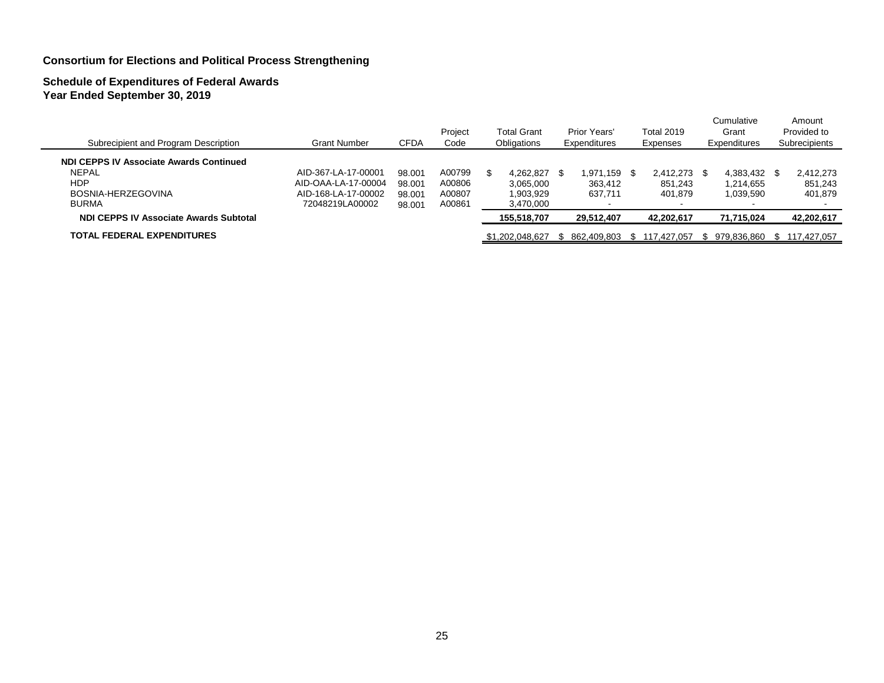**Consortium for Elections and Political Process Strengthening**

**Schedule of Expenditures of Federal Awards**
**Year Ended September 30, 2019**

| Subrecipient and Program Description | Grant Number | CFDA | Project Code | Total Grant Obligations | Prior Years' Expenditures | Total 2019 Expenses | Cumulative Grant Expenditures | Amount Provided to Subrecipients |
|---|---|---|---|---|---|---|---|---|
| **NDI CEPPS IV Associate Awards Continued** | | | | | | | | |
| NEPAL | AID-367-LA-17-00001 | 98.001 | A00799 | $ 4,262,827 | $ 1,971,159 | $ 2,412,273 | $ 4,383,432 | $ 2,412,273 |
| HDP | AID-OAA-LA-17-00004 | 98.001 | A00806 | 3,065,000 | 363,412 | 851,243 | 1,214,655 | 851,243 |
| BOSNIA-HERZEGOVINA | AID-168-LA-17-00002 | 98.001 | A00807 | 1,903,929 | 637,711 | 401,879 | 1,039,590 | 401,879 |
| BURMA | 72048219LA00002 | 98.001 | A00861 | 3,470,000 | - | - | - | - |
| **NDI CEPPS IV Associate Awards Subtotal** | | | | **155,518,707** | **29,512,407** | **42,202,617** | **71,715,024** | **42,202,617** |
| **TOTAL FEDERAL EXPENDITURES** | | | | $1,202,048,627 | $ 862,409,803 | $ 117,427,057 | $ 979,836,860 | $ 117,427,057 |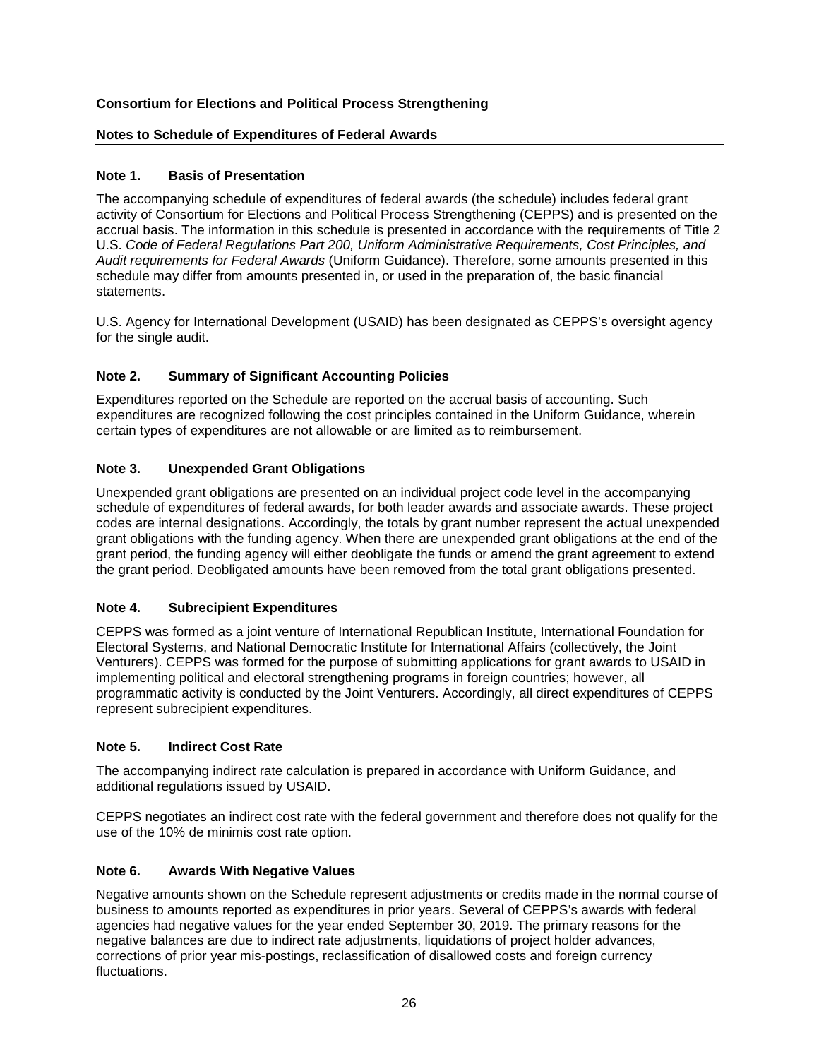**Consortium for Elections and Political Process Strengthening**

**Notes to Schedule of Expenditures of Federal Awards**

---

### Note 1. Basis of Presentation

The accompanying schedule of expenditures of federal awards (the schedule) includes federal grant activity of Consortium for Elections and Political Process Strengthening (CEPPS) and is presented on the accrual basis. The information in this schedule is presented in accordance with the requirements of Title 2 U.S. *Code of Federal Regulations Part 200, Uniform Administrative Requirements, Cost Principles, and Audit requirements for Federal Awards* (Uniform Guidance). Therefore, some amounts presented in this schedule may differ from amounts presented in, or used in the preparation of, the basic financial statements.

U.S. Agency for International Development (USAID) has been designated as CEPPS's oversight agency for the single audit.

### Note 2. Summary of Significant Accounting Policies

Expenditures reported on the Schedule are reported on the accrual basis of accounting. Such expenditures are recognized following the cost principles contained in the Uniform Guidance, wherein certain types of expenditures are not allowable or are limited as to reimbursement.

### Note 3. Unexpended Grant Obligations

Unexpended grant obligations are presented on an individual project code level in the accompanying schedule of expenditures of federal awards, for both leader awards and associate awards. These project codes are internal designations. Accordingly, the totals by grant number represent the actual unexpended grant obligations with the funding agency. When there are unexpended grant obligations at the end of the grant period, the funding agency will either deobligate the funds or amend the grant agreement to extend the grant period. Deobligated amounts have been removed from the total grant obligations presented.

### Note 4. Subrecipient Expenditures

CEPPS was formed as a joint venture of International Republican Institute, International Foundation for Electoral Systems, and National Democratic Institute for International Affairs (collectively, the Joint Venturers). CEPPS was formed for the purpose of submitting applications for grant awards to USAID in implementing political and electoral strengthening programs in foreign countries; however, all programmatic activity is conducted by the Joint Venturers. Accordingly, all direct expenditures of CEPPS represent subrecipient expenditures.

### Note 5. Indirect Cost Rate

The accompanying indirect rate calculation is prepared in accordance with Uniform Guidance, and additional regulations issued by USAID.

CEPPS negotiates an indirect cost rate with the federal government and therefore does not qualify for the use of the 10% de minimis cost rate option.

### Note 6. Awards With Negative Values

Negative amounts shown on the Schedule represent adjustments or credits made in the normal course of business to amounts reported as expenditures in prior years. Several of CEPPS's awards with federal agencies had negative values for the year ended September 30, 2019. The primary reasons for the negative balances are due to indirect rate adjustments, liquidations of project holder advances, corrections of prior year mis-postings, reclassification of disallowed costs and foreign currency fluctuations.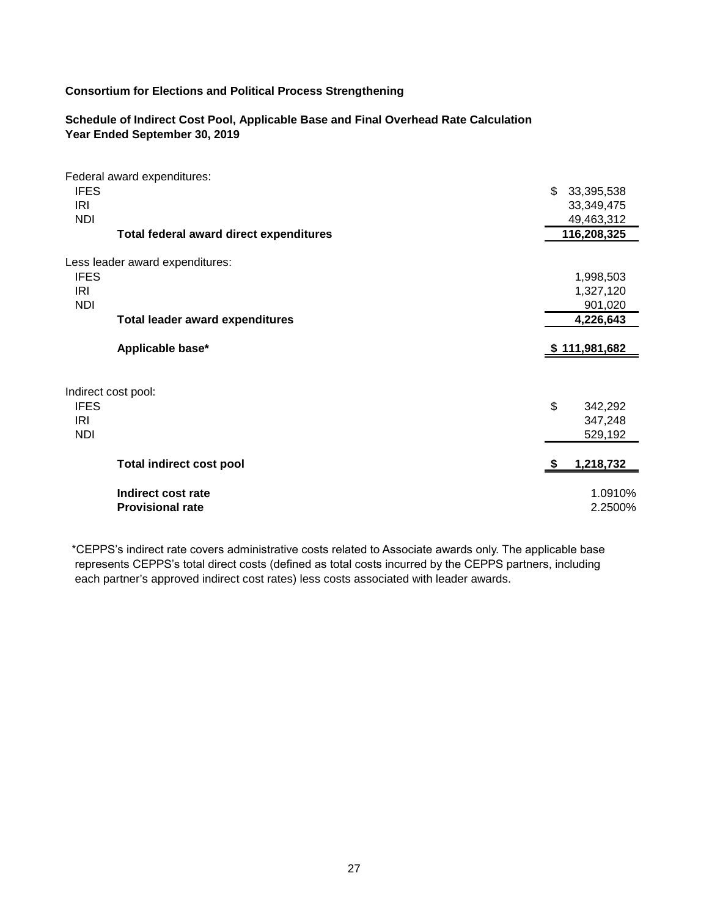**Consortium for Elections and Political Process Strengthening**

**Schedule of Indirect Cost Pool, Applicable Base and Final Overhead Rate Calculation**
**Year Ended September 30, 2019**

| | |
|---|---|
| Federal award expenditures: | |
| IFES | $ 33,395,538 |
| IRI | 33,349,475 |
| NDI | 49,463,312 |
| **Total federal award direct expenditures** | **116,208,325** |
| Less leader award expenditures: | |
| IFES | 1,998,503 |
| IRI | 1,327,120 |
| NDI | 901,020 |
| **Total leader award expenditures** | **4,226,643** |
| **Applicable base*** | **$ 111,981,682** |
| Indirect cost pool: | |
| IFES | $ 342,292 |
| IRI | 347,248 |
| NDI | 529,192 |
| **Total indirect cost pool** | **$ 1,218,732** |
| **Indirect cost rate** | 1.0910% |
| **Provisional rate** | 2.2500% |

*CEPPS's indirect rate covers administrative costs related to Associate awards only. The applicable base represents CEPPS's total direct costs (defined as total costs incurred by the CEPPS partners, including each partner's approved indirect cost rates) less costs associated with leader awards.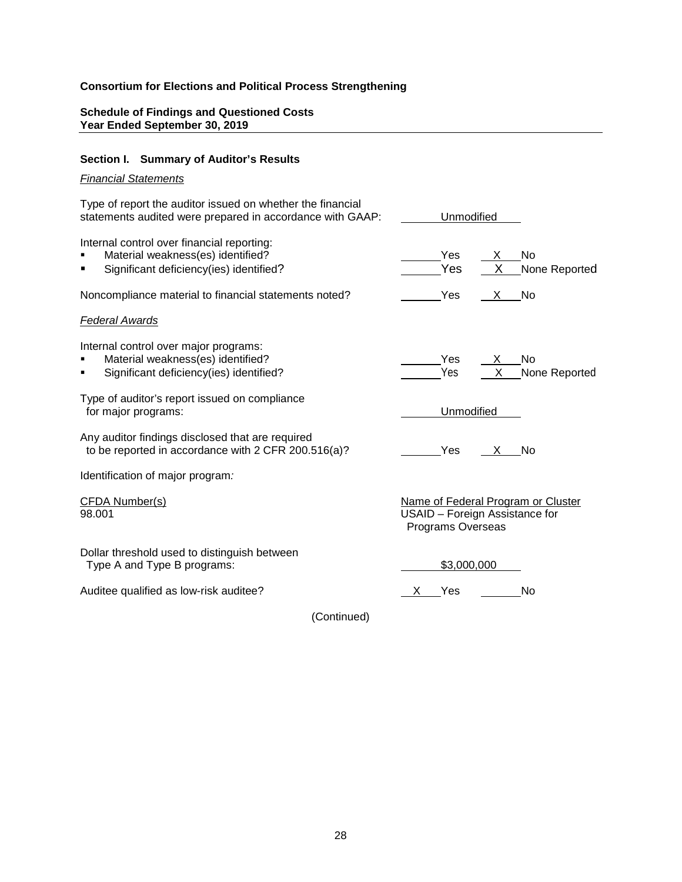**Consortium for Elections and Political Process Strengthening**

**Schedule of Findings and Questioned Costs**
**Year Ended September 30, 2019**

### Section I. Summary of Auditor's Results

*Financial Statements*

Type of report the auditor issued on whether the financial statements audited were prepared in accordance with GAAP: Unmodified

Internal control over financial reporting:

- Material weakness(es) identified? _____ Yes __X__ No
- Significant deficiency(ies) identified? _____ Yes __X__ None Reported

Noncompliance material to financial statements noted? _____ Yes __X__ No

*Federal Awards*

Internal control over major programs:

- Material weakness(es) identified? _____ Yes __X__ No
- Significant deficiency(ies) identified? _____ Yes __X__ None Reported

Type of auditor's report issued on compliance for major programs: Unmodified

Any auditor findings disclosed that are required to be reported in accordance with 2 CFR 200.516(a)? _____ Yes __X__ No

Identification of major program:

| CFDA Number(s) | Name of Federal Program or Cluster |
|---|---|
| 98.001 | USAID – Foreign Assistance for Programs Overseas |

Dollar threshold used to distinguish between Type A and Type B programs: $3,000,000

Auditee qualified as low-risk auditee? __X__ Yes _____ No

(Continued)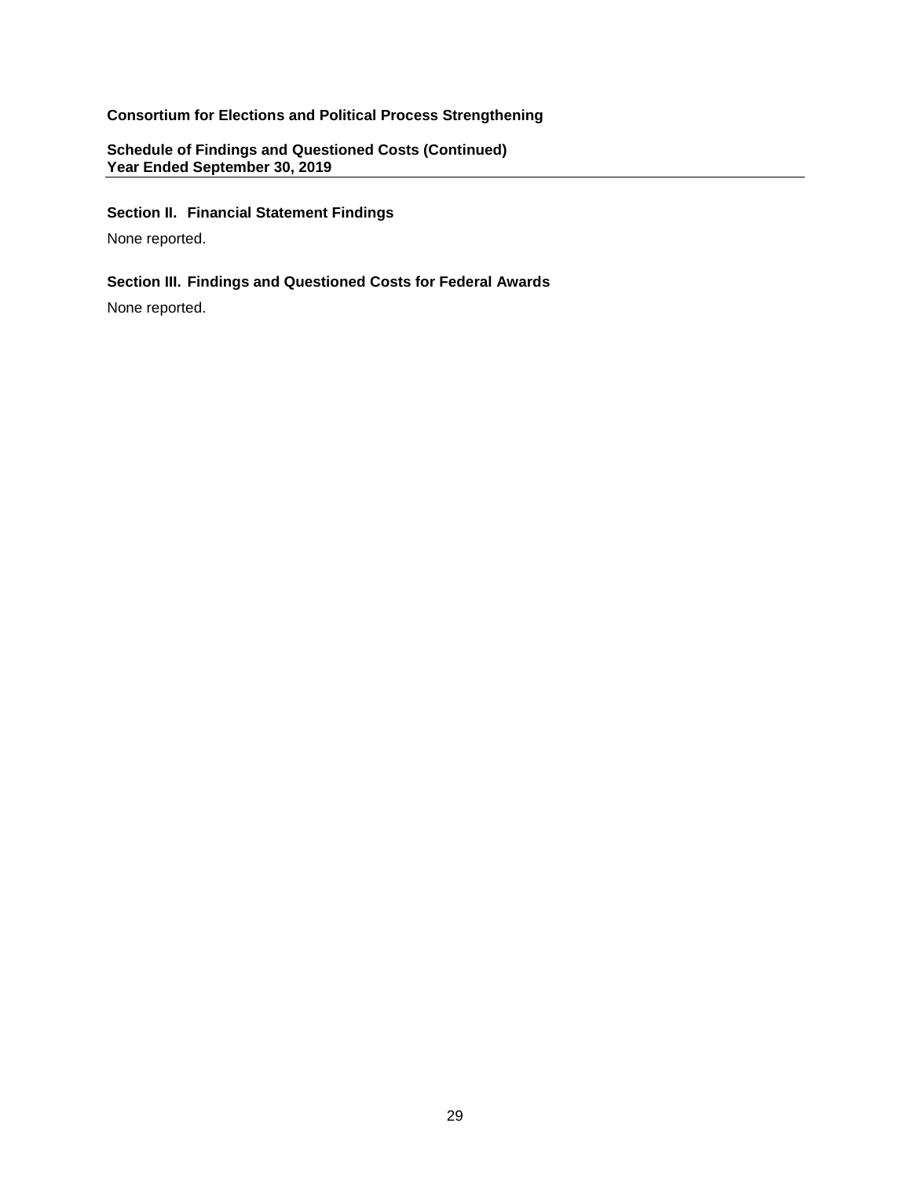**Consortium for Elections and Political Process Strengthening**

**Schedule of Findings and Questioned Costs (Continued)**
**Year Ended September 30, 2019**

### Section II. Financial Statement Findings

None reported.

### Section III. Findings and Questioned Costs for Federal Awards

None reported.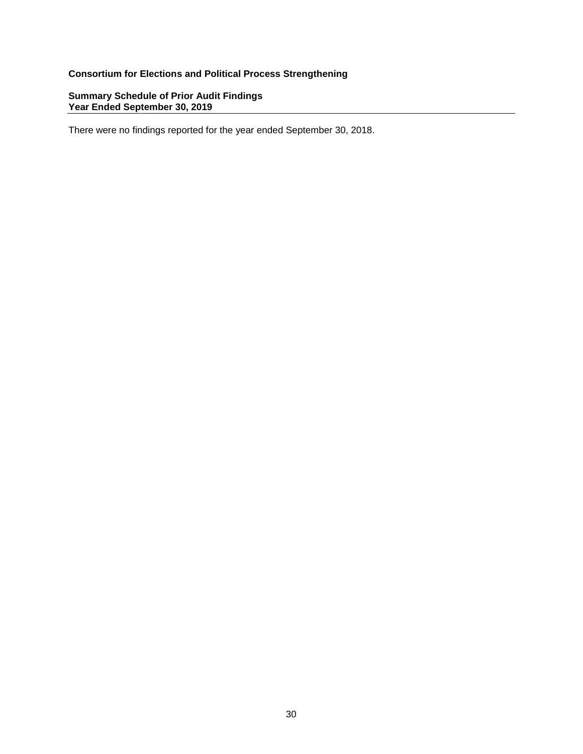**Consortium for Elections and Political Process Strengthening**

**Summary Schedule of Prior Audit Findings**
**Year Ended September 30, 2019**

There were no findings reported for the year ended September 30, 2018.